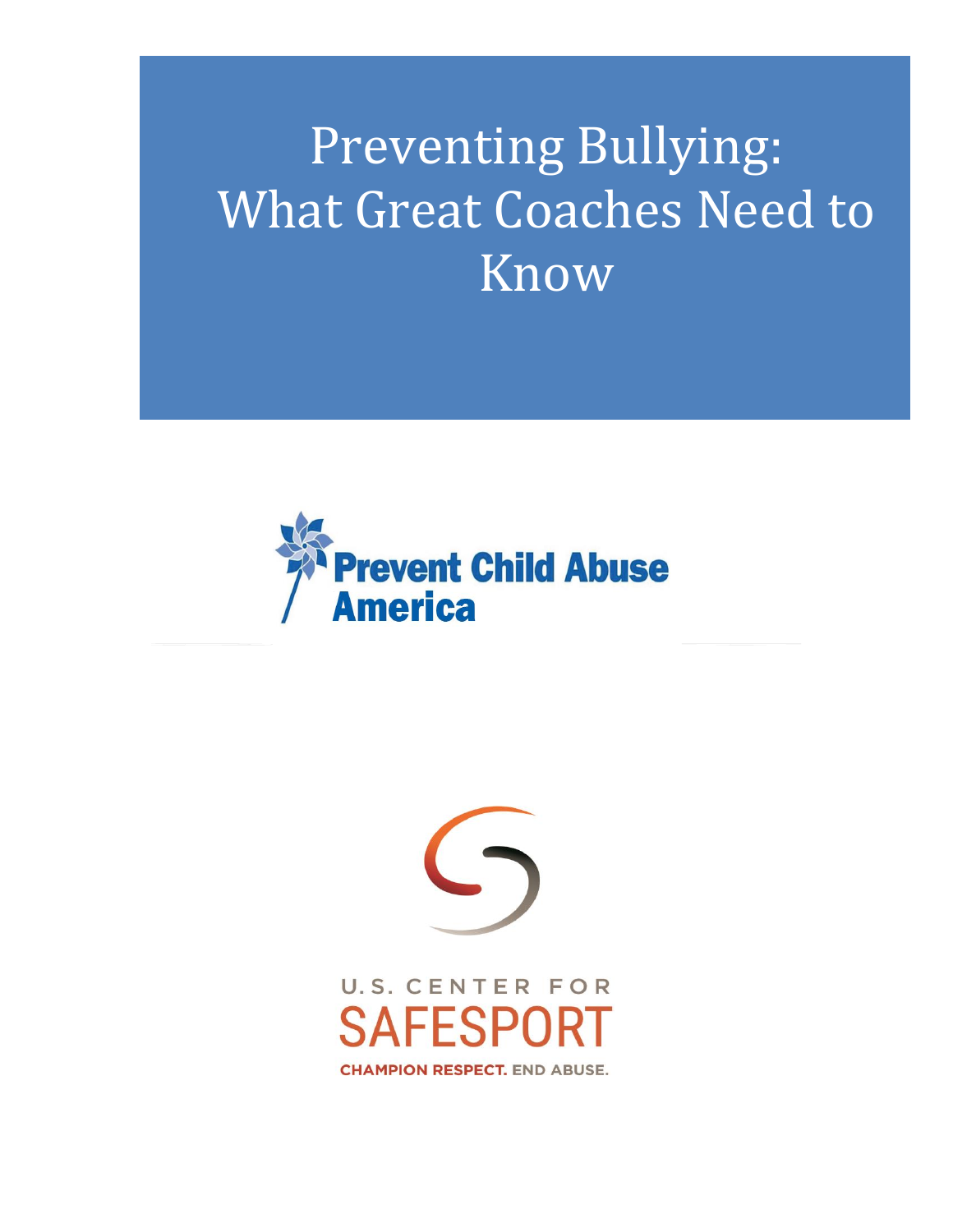# Preventing Bullying: What Great Coaches Need to Know

Prevent Child Abuse America

U.S. CENTER FOR SAFESPORT

CHAMPION RESPECT. END ABUSE.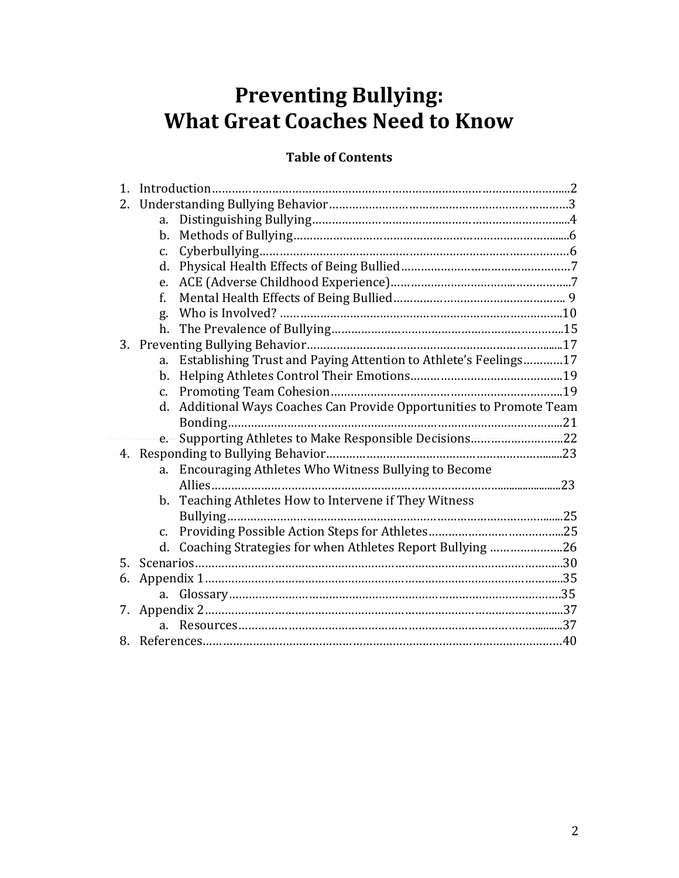# Preventing Bullying: What Great Coaches Need to Know

## Table of Contents

1. Introduction……………………………………………………………………………………………..2
2. Understanding Bullying Behavior………………………………………………………………3
   a. Distinguishing Bullying…………………………………………………………………..4
   b. Methods of Bullying………………………………………………………………………6
   c. Cyberbullying…………………………………………………………………………………6
   d. Physical Health Effects of Being Bullied……………………………………………7
   e. ACE (Adverse Childhood Experience)………………………………………………..7
   f. Mental Health Effects of Being Bullied……………………………………………. 9
   g. Who is Involved? ……………………………………………………………………….10
   h. The Prevalence of Bullying…………………………………………………………15
3. Preventing Bullying Behavior…………………………………………………………………17
   a. Establishing Trust and Paying Attention to Athlete's Feelings…………17
   b. Helping Athletes Control Their Emotions…………………………………….19
   c. Promoting Team Cohesion…………………………………………………………19
   d. Additional Ways Coaches Can Provide Opportunities to Promote Team Bonding…………………………………………………………………………………21
   e. Supporting Athletes to Make Responsible Decisions……………………….22
4. Responding to Bullying Behavior……………………………………………………………23
   a. Encouraging Athletes Who Witness Bullying to Become Allies…………………………………………………………………………………………23
   b. Teaching Athletes How to Intervene if They Witness Bullying……………………………………………………………………………………25
   c. Providing Possible Action Steps for Athletes………………………………….25
   d. Coaching Strategies for when Athletes Report Bullying ………………….26
5. Scenarios……………………………………………………………………………………………….30
6. Appendix 1…………………………………………………………………………………………….35
   a. Glossary………………………………………………………………………………………35
7. Appendix 2…………………………………………………………………………………………….37
   a. Resources……………………………………………………………………………………37
8. References……………………………………………………………………………………………40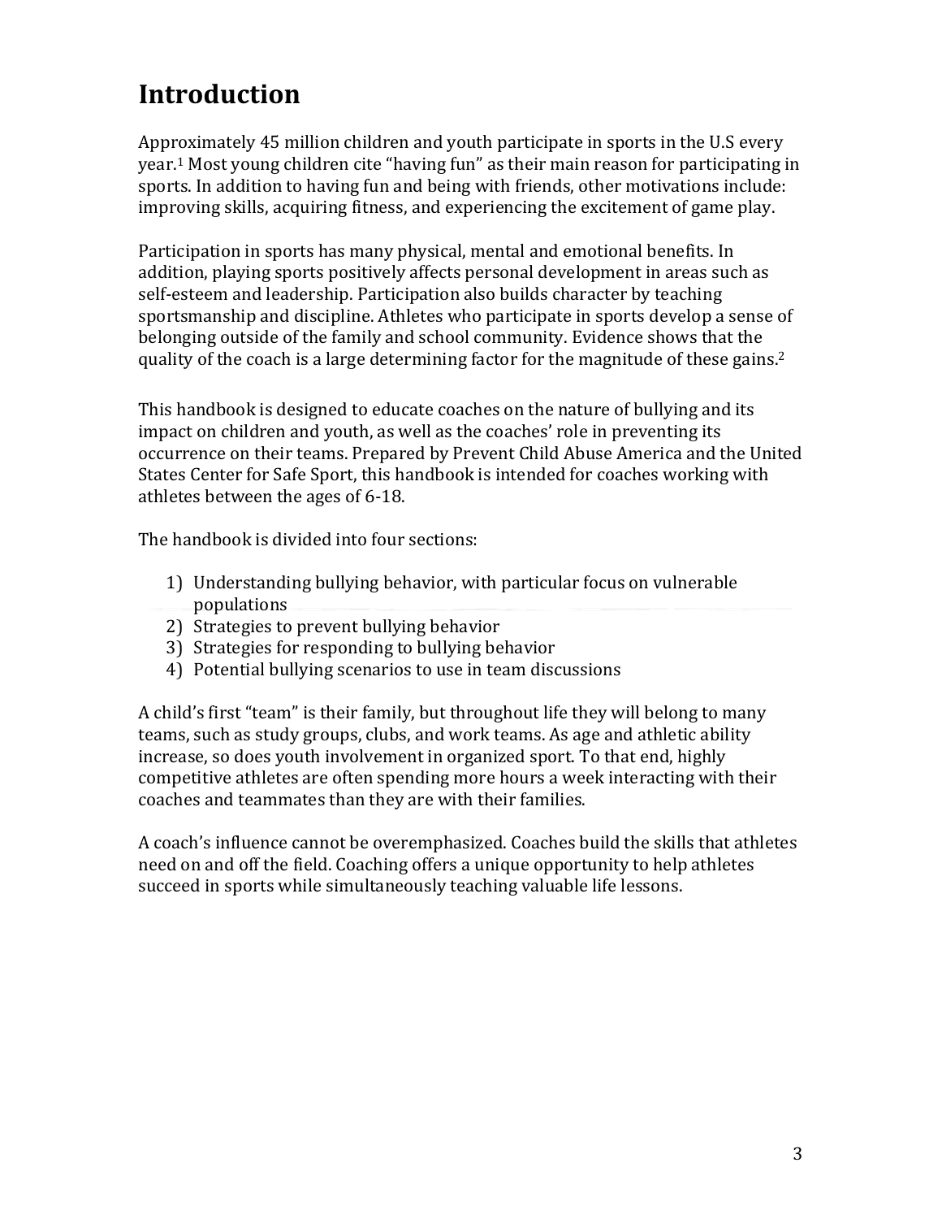# Introduction

Approximately 45 million children and youth participate in sports in the U.S every year.[1] Most young children cite "having fun" as their main reason for participating in sports. In addition to having fun and being with friends, other motivations include: improving skills, acquiring fitness, and experiencing the excitement of game play.

Participation in sports has many physical, mental and emotional benefits. In addition, playing sports positively affects personal development in areas such as self-esteem and leadership. Participation also builds character by teaching sportsmanship and discipline. Athletes who participate in sports develop a sense of belonging outside of the family and school community. Evidence shows that the quality of the coach is a large determining factor for the magnitude of these gains.[2]

This handbook is designed to educate coaches on the nature of bullying and its impact on children and youth, as well as the coaches' role in preventing its occurrence on their teams. Prepared by Prevent Child Abuse America and the United States Center for Safe Sport, this handbook is intended for coaches working with athletes between the ages of 6-18.

The handbook is divided into four sections:

1) Understanding bullying behavior, with particular focus on vulnerable populations
2) Strategies to prevent bullying behavior
3) Strategies for responding to bullying behavior
4) Potential bullying scenarios to use in team discussions

A child's first "team" is their family, but throughout life they will belong to many teams, such as study groups, clubs, and work teams. As age and athletic ability increase, so does youth involvement in organized sport. To that end, highly competitive athletes are often spending more hours a week interacting with their coaches and teammates than they are with their families.

A coach's influence cannot be overemphasized. Coaches build the skills that athletes need on and off the field. Coaching offers a unique opportunity to help athletes succeed in sports while simultaneously teaching valuable life lessons.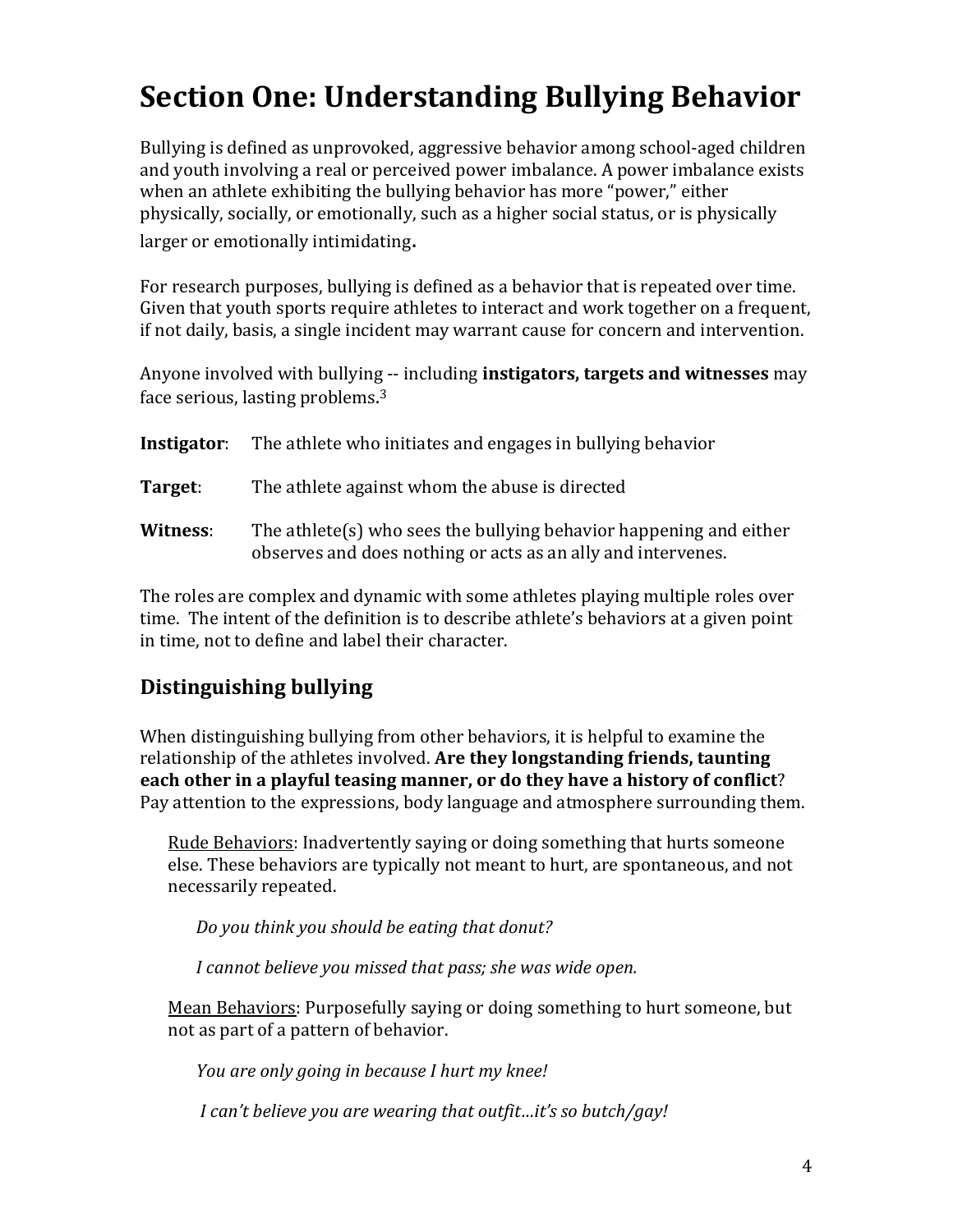# Section One: Understanding Bullying Behavior

Bullying is defined as unprovoked, aggressive behavior among school-aged children and youth involving a real or perceived power imbalance. A power imbalance exists when an athlete exhibiting the bullying behavior has more "power," either physically, socially, or emotionally, such as a higher social status, or is physically larger or emotionally intimidating**.**

For research purposes, bullying is defined as a behavior that is repeated over time. Given that youth sports require athletes to interact and work together on a frequent, if not daily, basis, a single incident may warrant cause for concern and intervention.

Anyone involved with bullying -- including **instigators, targets and witnesses** may face serious, lasting problems.[3]

**Instigator**: The athlete who initiates and engages in bullying behavior

**Target**: The athlete against whom the abuse is directed

**Witness**: The athlete(s) who sees the bullying behavior happening and either observes and does nothing or acts as an ally and intervenes.

The roles are complex and dynamic with some athletes playing multiple roles over time. The intent of the definition is to describe athlete's behaviors at a given point in time, not to define and label their character.

## Distinguishing bullying

When distinguishing bullying from other behaviors, it is helpful to examine the relationship of the athletes involved. **Are they longstanding friends, taunting each other in a playful teasing manner, or do they have a history of conflict**? Pay attention to the expressions, body language and atmosphere surrounding them.

<u>Rude Behaviors</u>: Inadvertently saying or doing something that hurts someone else. These behaviors are typically not meant to hurt, are spontaneous, and not necessarily repeated.

*Do you think you should be eating that donut?*

*I cannot believe you missed that pass; she was wide open.*

<u>Mean Behaviors</u>: Purposefully saying or doing something to hurt someone, but not as part of a pattern of behavior.

*You are only going in because I hurt my knee!*

*I can't believe you are wearing that outfit…it's so butch/gay!*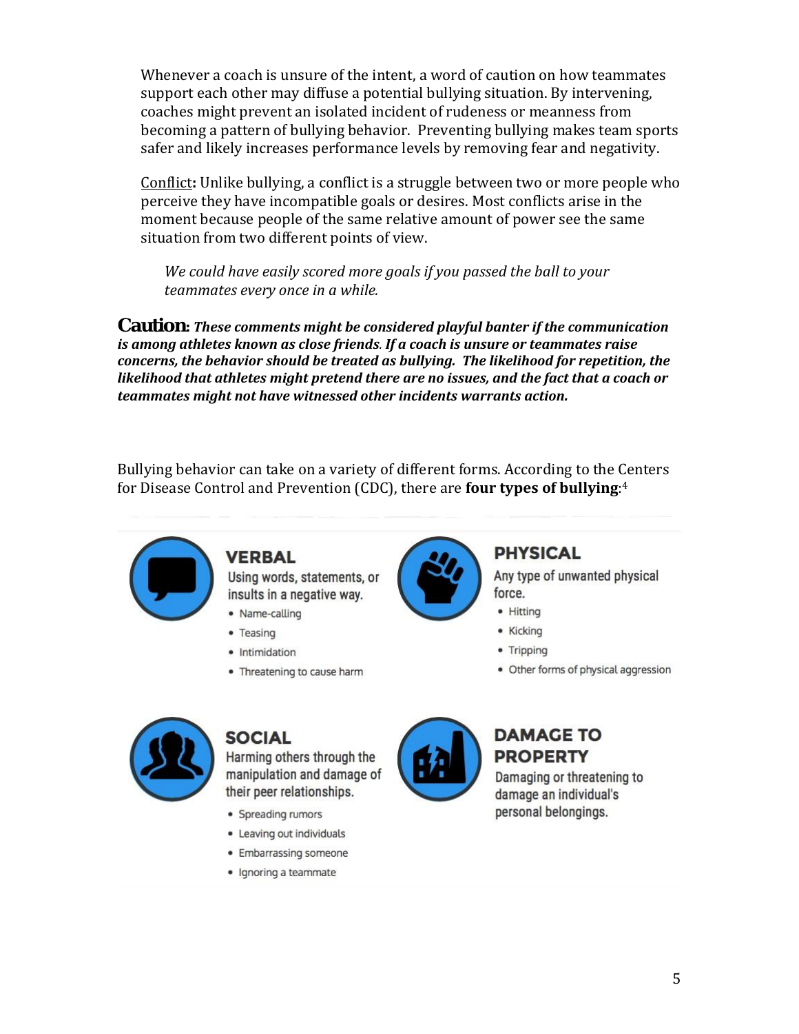Whenever a coach is unsure of the intent, a word of caution on how teammates support each other may diffuse a potential bullying situation. By intervening, coaches might prevent an isolated incident of rudeness or meanness from becoming a pattern of bullying behavior. Preventing bullying makes team sports safer and likely increases performance levels by removing fear and negativity.

Conflict**:** Unlike bullying, a conflict is a struggle between two or more people who perceive they have incompatible goals or desires. Most conflicts arise in the moment because people of the same relative amount of power see the same situation from two different points of view.

> *We could have easily scored more goals if you passed the ball to your teammates every once in a while.*

**Caution:** ***These comments might be considered playful banter if the communication is among athletes known as close friends. If a coach is unsure or teammates raise concerns, the behavior should be treated as bullying. The likelihood for repetition, the likelihood that athletes might pretend there are no issues, and the fact that a coach or teammates might not have witnessed other incidents warrants action.***

Bullying behavior can take on a variety of different forms. According to the Centers for Disease Control and Prevention (CDC), there are **four types of bullying**:[4]

**VERBAL**

Using words, statements, or insults in a negative way.

- Name-calling
- Teasing
- Intimidation
- Threatening to cause harm

**PHYSICAL**

Any type of unwanted physical force.

- Hitting
- Kicking
- Tripping
- Other forms of physical aggression

**SOCIAL**

Harming others through the manipulation and damage of their peer relationships.

- Spreading rumors
- Leaving out individuals
- Embarrassing someone
- Ignoring a teammate

**DAMAGE TO PROPERTY**

Damaging or threatening to damage an individual's personal belongings.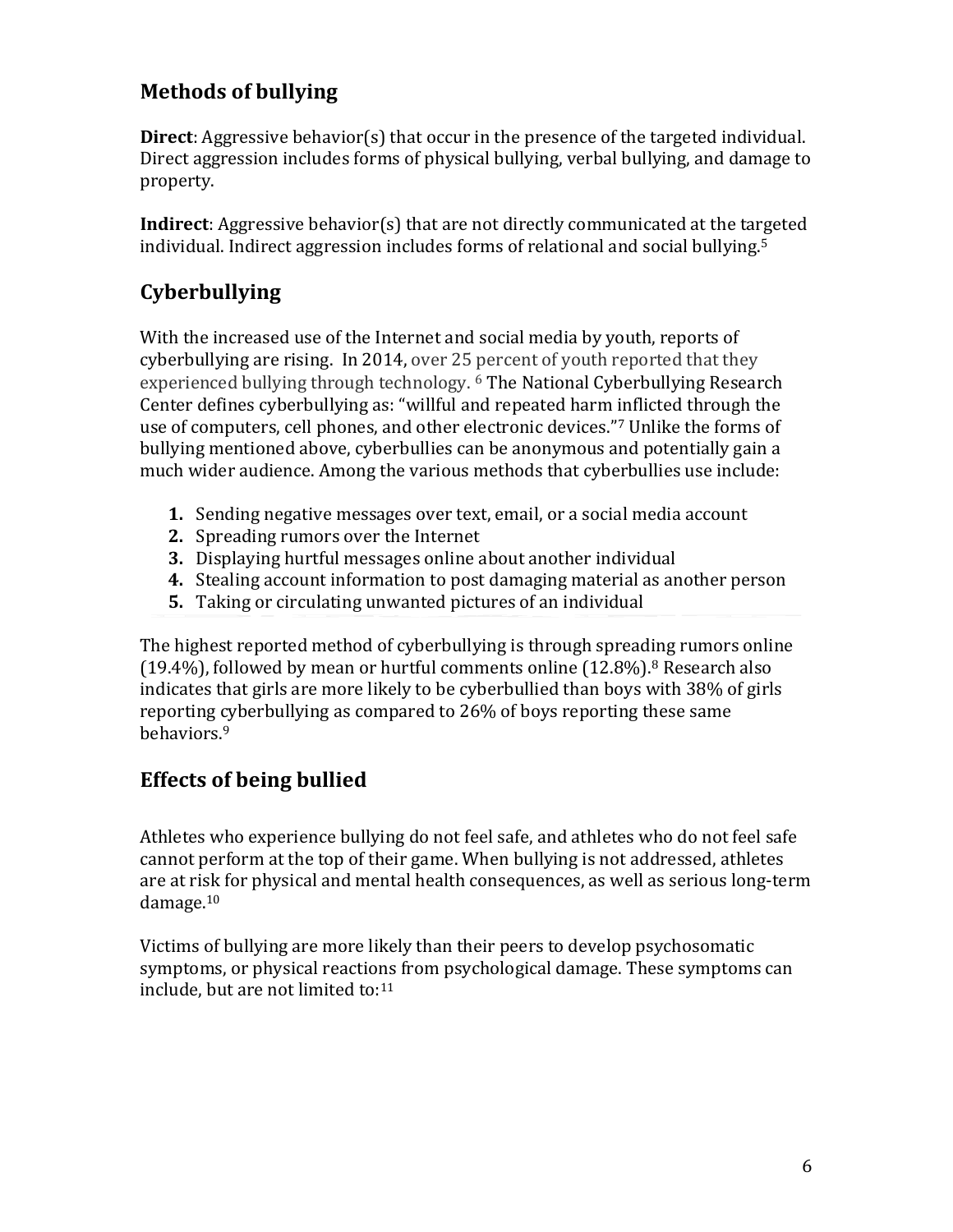## Methods of bullying

**Direct**: Aggressive behavior(s) that occur in the presence of the targeted individual. Direct aggression includes forms of physical bullying, verbal bullying, and damage to property.

**Indirect**: Aggressive behavior(s) that are not directly communicated at the targeted individual. Indirect aggression includes forms of relational and social bullying.[5]

## Cyberbullying

With the increased use of the Internet and social media by youth, reports of cyberbullying are rising. In 2014, over 25 percent of youth reported that they experienced bullying through technology. [6] The National Cyberbullying Research Center defines cyberbullying as: "willful and repeated harm inflicted through the use of computers, cell phones, and other electronic devices."[7] Unlike the forms of bullying mentioned above, cyberbullies can be anonymous and potentially gain a much wider audience. Among the various methods that cyberbullies use include:

1. Sending negative messages over text, email, or a social media account
2. Spreading rumors over the Internet
3. Displaying hurtful messages online about another individual
4. Stealing account information to post damaging material as another person
5. Taking or circulating unwanted pictures of an individual

The highest reported method of cyberbullying is through spreading rumors online (19.4%), followed by mean or hurtful comments online (12.8%).[8] Research also indicates that girls are more likely to be cyberbullied than boys with 38% of girls reporting cyberbullying as compared to 26% of boys reporting these same behaviors.[9]

## Effects of being bullied

Athletes who experience bullying do not feel safe, and athletes who do not feel safe cannot perform at the top of their game. When bullying is not addressed, athletes are at risk for physical and mental health consequences, as well as serious long-term damage.[10]

Victims of bullying are more likely than their peers to develop psychosomatic symptoms, or physical reactions from psychological damage. These symptoms can include, but are not limited to:[11]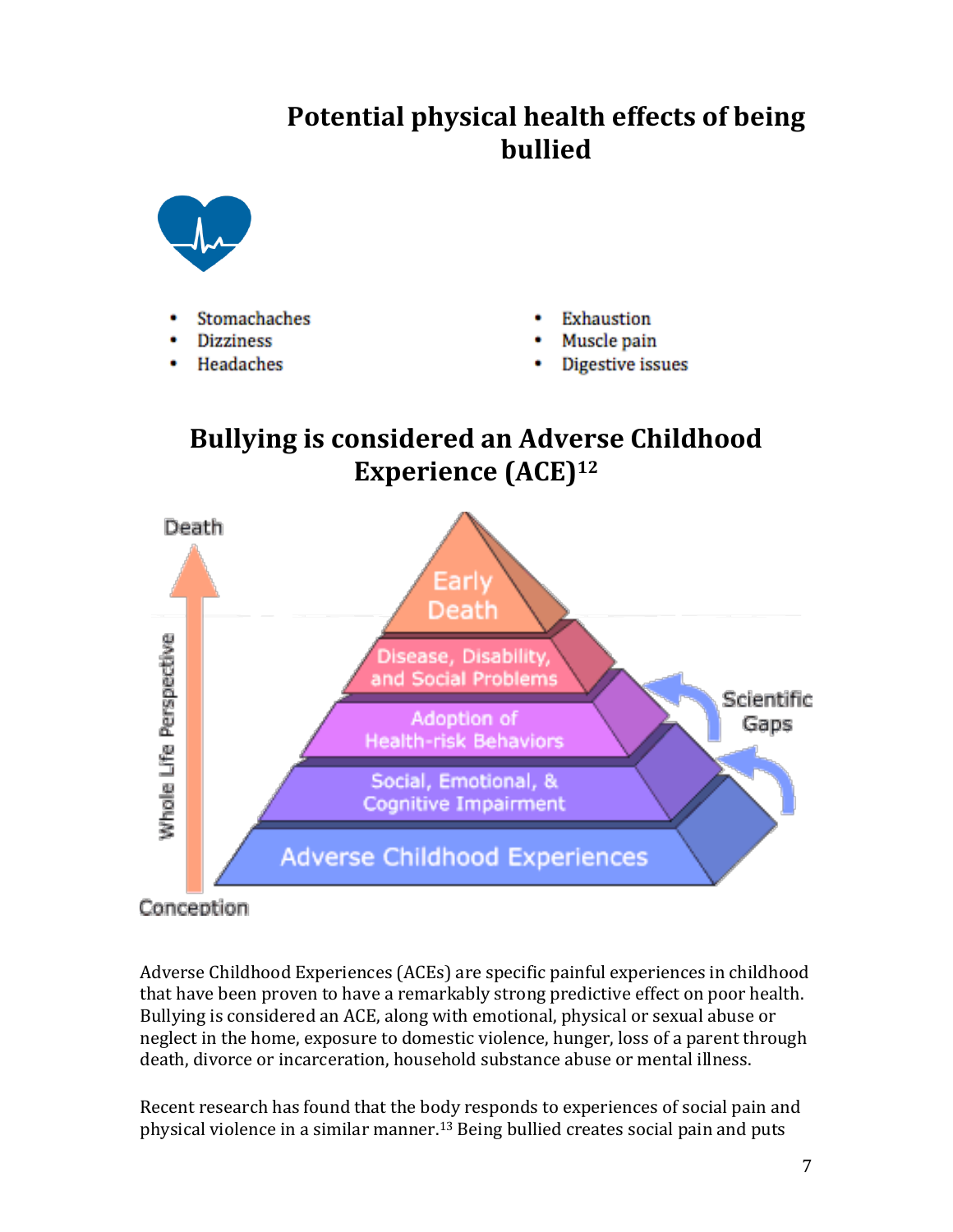## Potential physical health effects of being bullied

- Stomachaches
- Dizziness
- Headaches
- Exhaustion
- Muscle pain
- Digestive issues

## Bullying is considered an Adverse Childhood Experience (ACE)[12]

Adverse Childhood Experiences (ACEs) are specific painful experiences in childhood that have been proven to have a remarkably strong predictive effect on poor health. Bullying is considered an ACE, along with emotional, physical or sexual abuse or neglect in the home, exposure to domestic violence, hunger, loss of a parent through death, divorce or incarceration, household substance abuse or mental illness.

Recent research has found that the body responds to experiences of social pain and physical violence in a similar manner.[13] Being bullied creates social pain and puts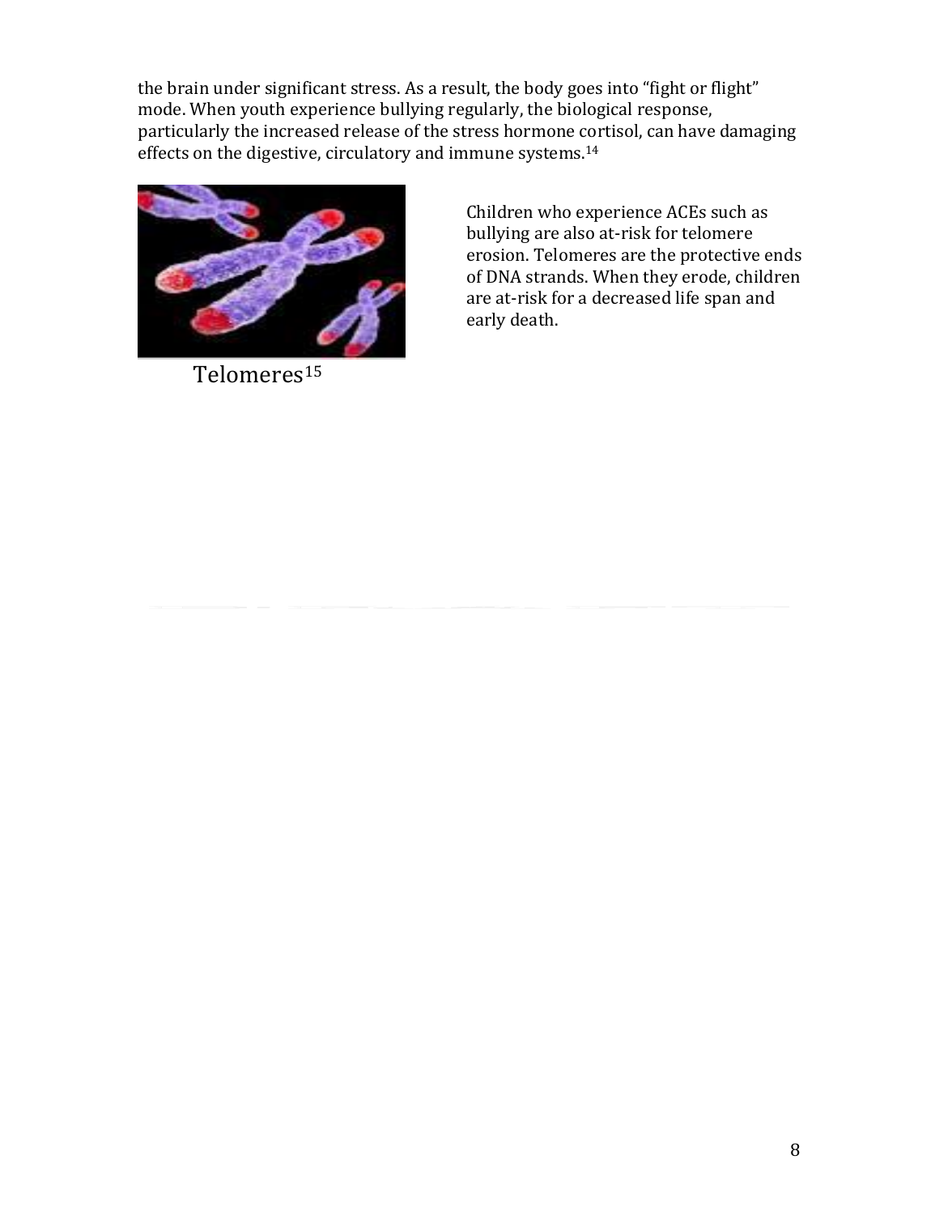the brain under significant stress. As a result, the body goes into "fight or flight" mode. When youth experience bullying regularly, the biological response, particularly the increased release of the stress hormone cortisol, can have damaging effects on the digestive, circulatory and immune systems.[14]

Telomeres[15]

Children who experience ACEs such as bullying are also at-risk for telomere erosion. Telomeres are the protective ends of DNA strands. When they erode, children are at-risk for a decreased life span and early death.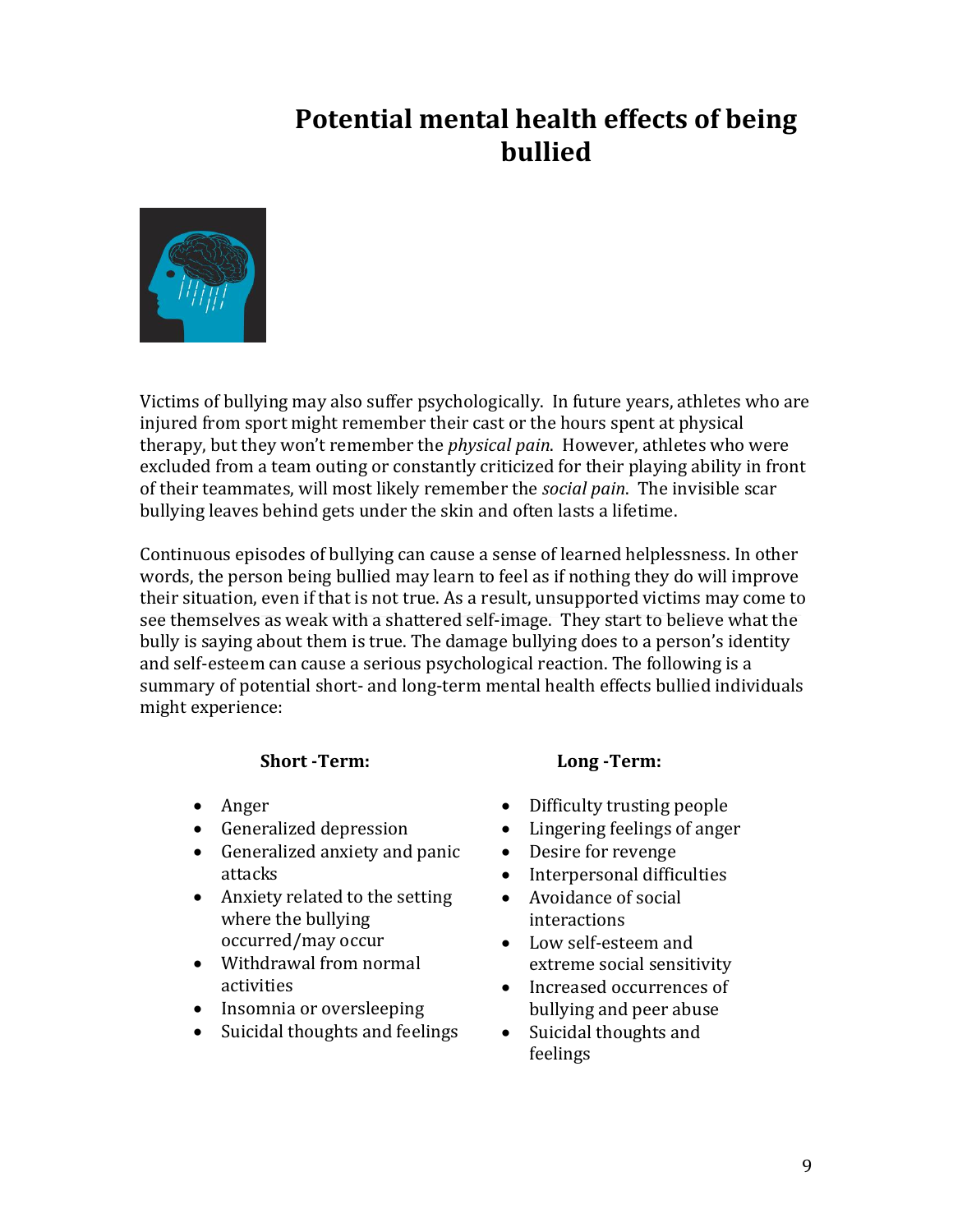# Potential mental health effects of being bullied

Victims of bullying may also suffer psychologically. In future years, athletes who are injured from sport might remember their cast or the hours spent at physical therapy, but they won't remember the *physical pain*. However, athletes who were excluded from a team outing or constantly criticized for their playing ability in front of their teammates, will most likely remember the *social pain*. The invisible scar bullying leaves behind gets under the skin and often lasts a lifetime.

Continuous episodes of bullying can cause a sense of learned helplessness. In other words, the person being bullied may learn to feel as if nothing they do will improve their situation, even if that is not true. As a result, unsupported victims may come to see themselves as weak with a shattered self-image. They start to believe what the bully is saying about them is true. The damage bullying does to a person's identity and self-esteem can cause a serious psychological reaction. The following is a summary of potential short- and long-term mental health effects bullied individuals might experience:

**Short -Term:**

- Anger
- Generalized depression
- Generalized anxiety and panic attacks
- Anxiety related to the setting where the bullying occurred/may occur
- Withdrawal from normal activities
- Insomnia or oversleeping
- Suicidal thoughts and feelings

**Long -Term:**

- Difficulty trusting people
- Lingering feelings of anger
- Desire for revenge
- Interpersonal difficulties
- Avoidance of social interactions
- Low self-esteem and extreme social sensitivity
- Increased occurrences of bullying and peer abuse
- Suicidal thoughts and feelings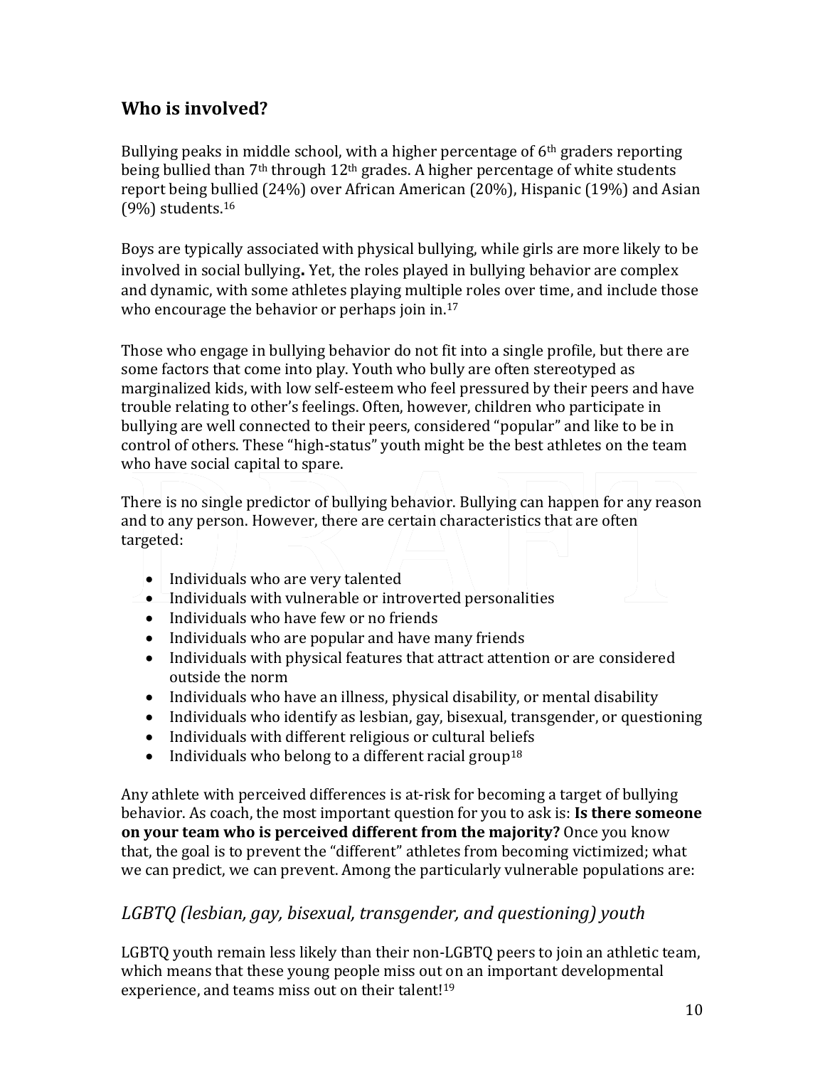## Who is involved?

Bullying peaks in middle school, with a higher percentage of 6th graders reporting being bullied than 7th through 12th grades. A higher percentage of white students report being bullied (24%) over African American (20%), Hispanic (19%) and Asian (9%) students.[16]

Boys are typically associated with physical bullying, while girls are more likely to be involved in social bullying**.** Yet, the roles played in bullying behavior are complex and dynamic, with some athletes playing multiple roles over time, and include those who encourage the behavior or perhaps join in.[17]

Those who engage in bullying behavior do not fit into a single profile, but there are some factors that come into play. Youth who bully are often stereotyped as marginalized kids, with low self-esteem who feel pressured by their peers and have trouble relating to other's feelings. Often, however, children who participate in bullying are well connected to their peers, considered "popular" and like to be in control of others. These "high-status" youth might be the best athletes on the team who have social capital to spare.

There is no single predictor of bullying behavior. Bullying can happen for any reason and to any person. However, there are certain characteristics that are often targeted:

- Individuals who are very talented
- Individuals with vulnerable or introverted personalities
- Individuals who have few or no friends
- Individuals who are popular and have many friends
- Individuals with physical features that attract attention or are considered outside the norm
- Individuals who have an illness, physical disability, or mental disability
- Individuals who identify as lesbian, gay, bisexual, transgender, or questioning
- Individuals with different religious or cultural beliefs
- Individuals who belong to a different racial group[18]

Any athlete with perceived differences is at-risk for becoming a target of bullying behavior. As coach, the most important question for you to ask is: **Is there someone on your team who is perceived different from the majority?** Once you know that, the goal is to prevent the "different" athletes from becoming victimized; what we can predict, we can prevent. Among the particularly vulnerable populations are:

### *LGBTQ (lesbian, gay, bisexual, transgender, and questioning) youth*

LGBTQ youth remain less likely than their non-LGBTQ peers to join an athletic team, which means that these young people miss out on an important developmental experience, and teams miss out on their talent![19]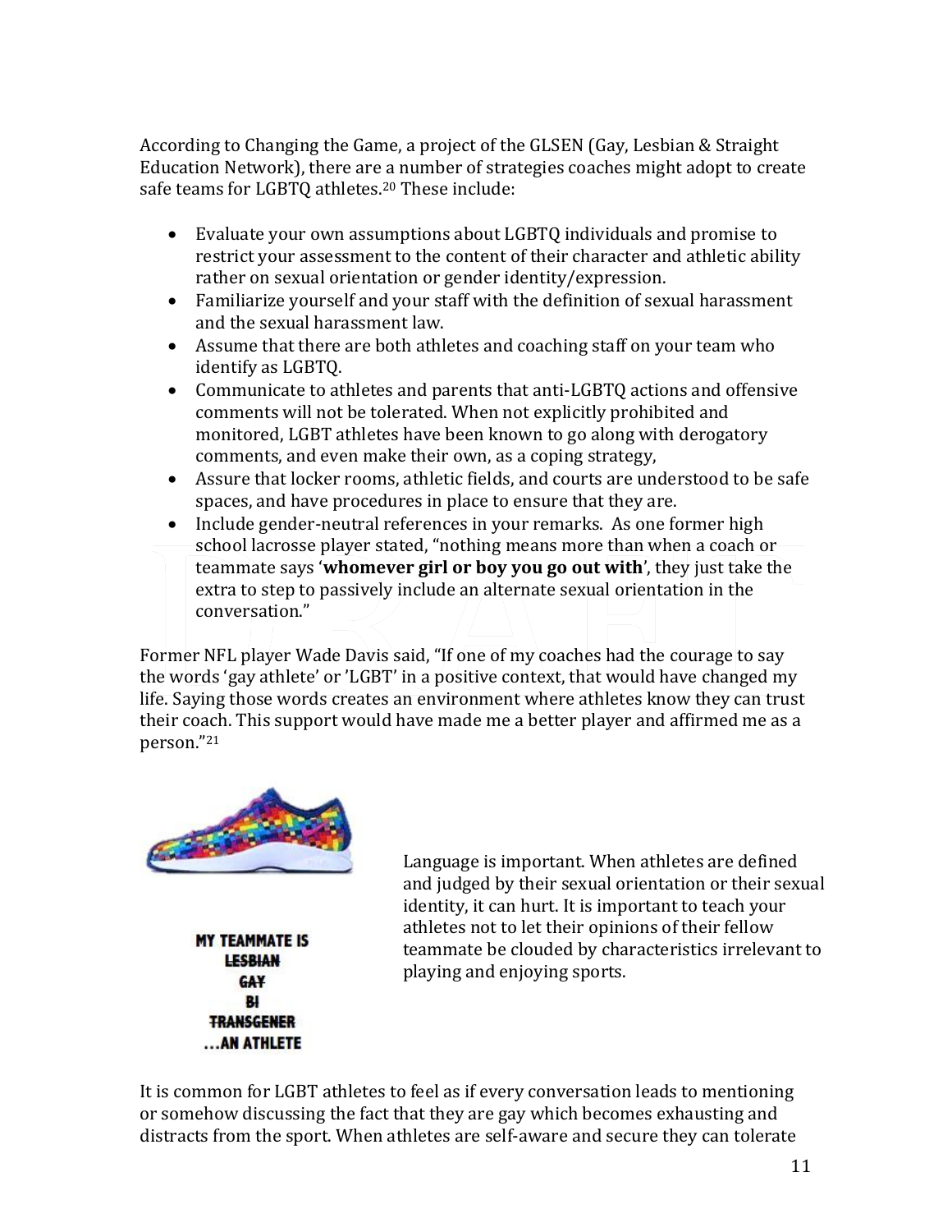According to Changing the Game, a project of the GLSEN (Gay, Lesbian & Straight Education Network), there are a number of strategies coaches might adopt to create safe teams for LGBTQ athletes.[20] These include:

- Evaluate your own assumptions about LGBTQ individuals and promise to restrict your assessment to the content of their character and athletic ability rather on sexual orientation or gender identity/expression.
- Familiarize yourself and your staff with the definition of sexual harassment and the sexual harassment law.
- Assume that there are both athletes and coaching staff on your team who identify as LGBTQ.
- Communicate to athletes and parents that anti-LGBTQ actions and offensive comments will not be tolerated. When not explicitly prohibited and monitored, LGBT athletes have been known to go along with derogatory comments, and even make their own, as a coping strategy,
- Assure that locker rooms, athletic fields, and courts are understood to be safe spaces, and have procedures in place to ensure that they are.
- Include gender-neutral references in your remarks. As one former high school lacrosse player stated, "nothing means more than when a coach or teammate says '**whomever girl or boy you go out with**', they just take the extra to step to passively include an alternate sexual orientation in the conversation."

Former NFL player Wade Davis said, "If one of my coaches had the courage to say the words 'gay athlete' or 'LGBT' in a positive context, that would have changed my life. Saying those words creates an environment where athletes know they can trust their coach. This support would have made me a better player and affirmed me as a person."[21]

**MY TEAMMATE IS**
~~**LESBIAN**~~
~~**GAY**~~
~~**BI**~~
~~**TRANSGENER**~~
**...AN ATHLETE**

Language is important. When athletes are defined and judged by their sexual orientation or their sexual identity, it can hurt. It is important to teach your athletes not to let their opinions of their fellow teammate be clouded by characteristics irrelevant to playing and enjoying sports.

It is common for LGBT athletes to feel as if every conversation leads to mentioning or somehow discussing the fact that they are gay which becomes exhausting and distracts from the sport. When athletes are self-aware and secure they can tolerate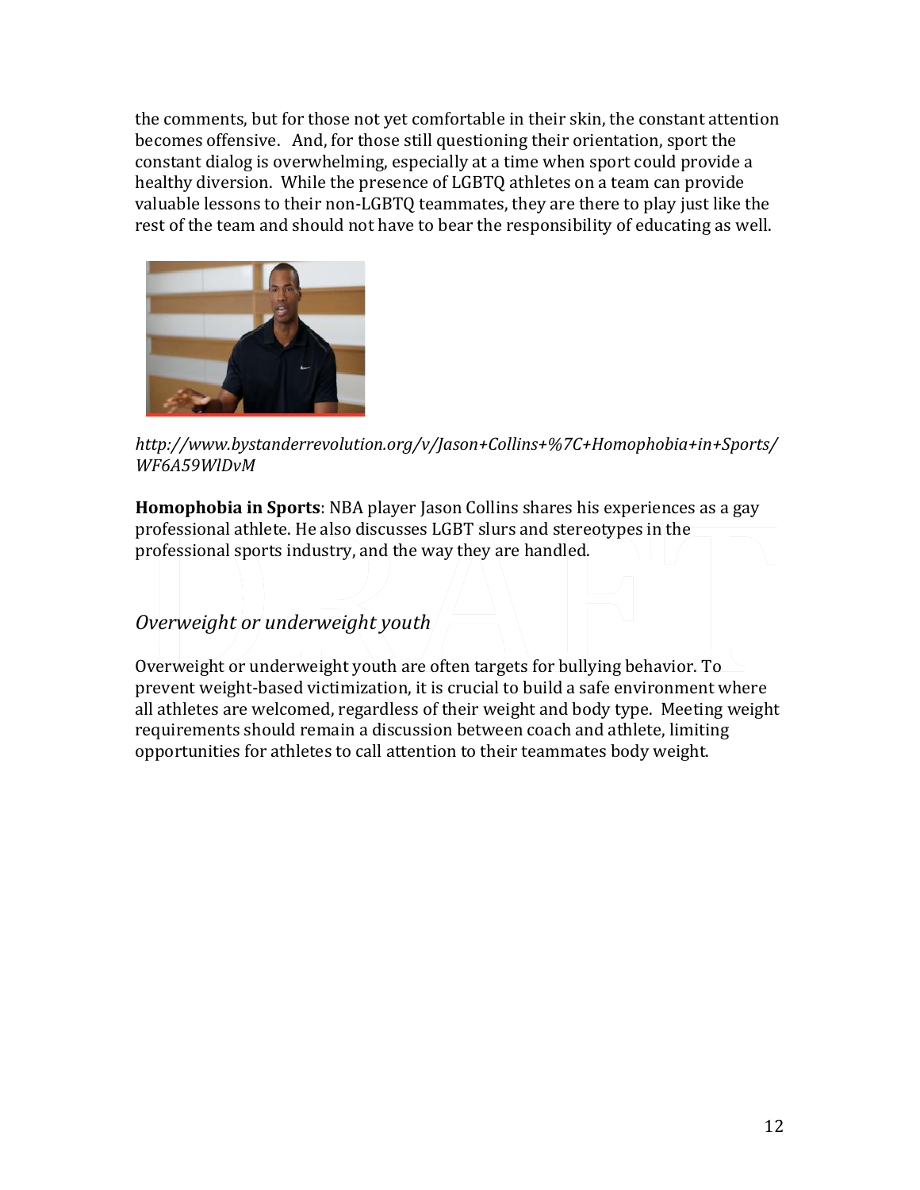the comments, but for those not yet comfortable in their skin, the constant attention becomes offensive. And, for those still questioning their orientation, sport the constant dialog is overwhelming, especially at a time when sport could provide a healthy diversion. While the presence of LGBTQ athletes on a team can provide valuable lessons to their non-LGBTQ teammates, they are there to play just like the rest of the team and should not have to bear the responsibility of educating as well.

*http://www.bystanderrevolution.org/v/Jason+Collins+%7C+Homophobia+in+Sports/WF6A59WlDvM*

**Homophobia in Sports**: NBA player Jason Collins shares his experiences as a gay professional athlete. He also discusses LGBT slurs and stereotypes in the professional sports industry, and the way they are handled.

### *Overweight or underweight youth*

Overweight or underweight youth are often targets for bullying behavior. To prevent weight-based victimization, it is crucial to build a safe environment where all athletes are welcomed, regardless of their weight and body type. Meeting weight requirements should remain a discussion between coach and athlete, limiting opportunities for athletes to call attention to their teammates body weight.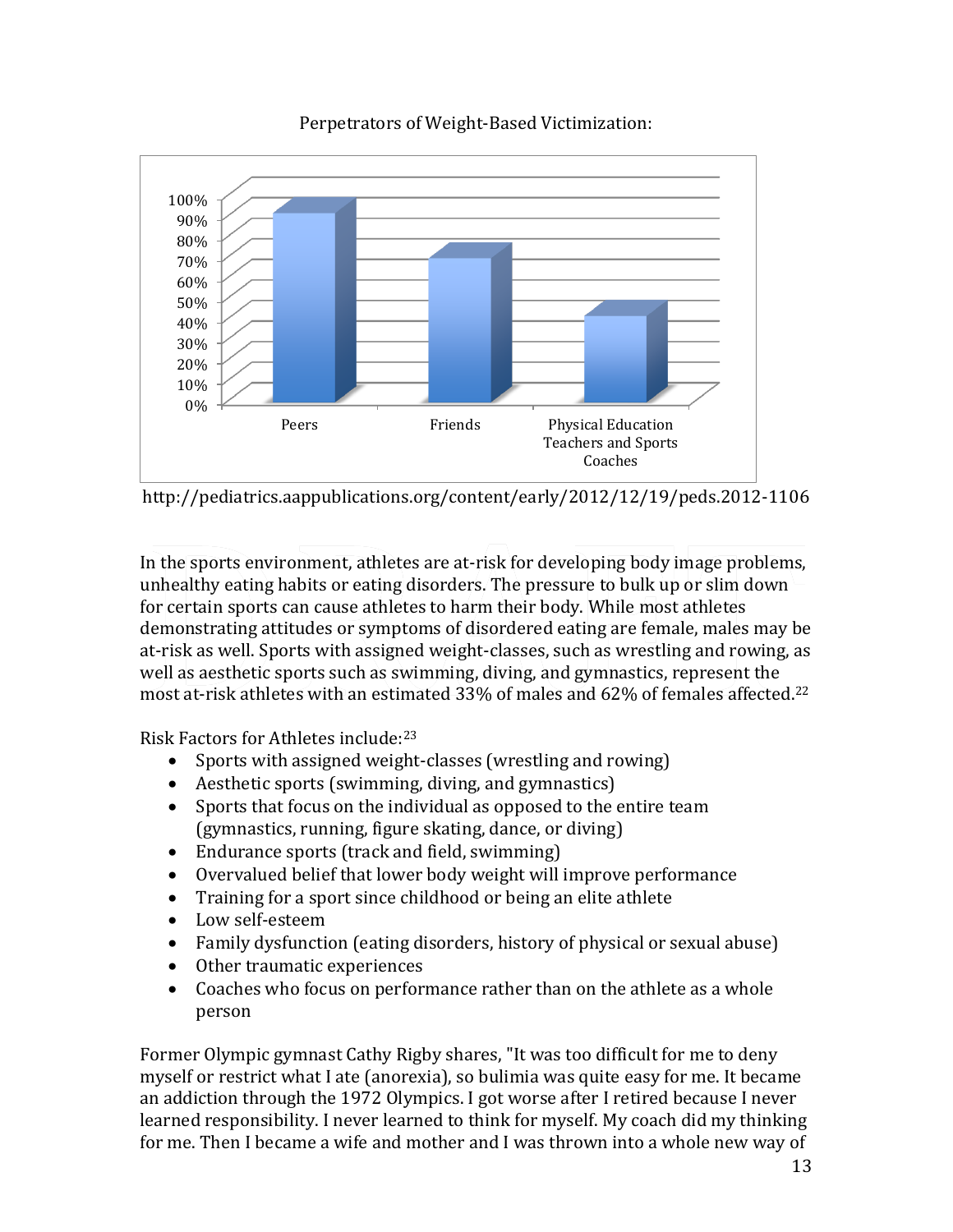Perpetrators of Weight-Based Victimization:

http://pediatrics.aappublications.org/content/early/2012/12/19/peds.2012-1106

In the sports environment, athletes are at-risk for developing body image problems, unhealthy eating habits or eating disorders. The pressure to bulk up or slim down for certain sports can cause athletes to harm their body. While most athletes demonstrating attitudes or symptoms of disordered eating are female, males may be at-risk as well. Sports with assigned weight-classes, such as wrestling and rowing, as well as aesthetic sports such as swimming, diving, and gymnastics, represent the most at-risk athletes with an estimated 33% of males and 62% of females affected.[22]

Risk Factors for Athletes include:[23]

- Sports with assigned weight-classes (wrestling and rowing)
- Aesthetic sports (swimming, diving, and gymnastics)
- Sports that focus on the individual as opposed to the entire team (gymnastics, running, figure skating, dance, or diving)
- Endurance sports (track and field, swimming)
- Overvalued belief that lower body weight will improve performance
- Training for a sport since childhood or being an elite athlete
- Low self-esteem
- Family dysfunction (eating disorders, history of physical or sexual abuse)
- Other traumatic experiences
- Coaches who focus on performance rather than on the athlete as a whole person

Former Olympic gymnast Cathy Rigby shares, "It was too difficult for me to deny myself or restrict what I ate (anorexia), so bulimia was quite easy for me. It became an addiction through the 1972 Olympics. I got worse after I retired because I never learned responsibility. I never learned to think for myself. My coach did my thinking for me. Then I became a wife and mother and I was thrown into a whole new way of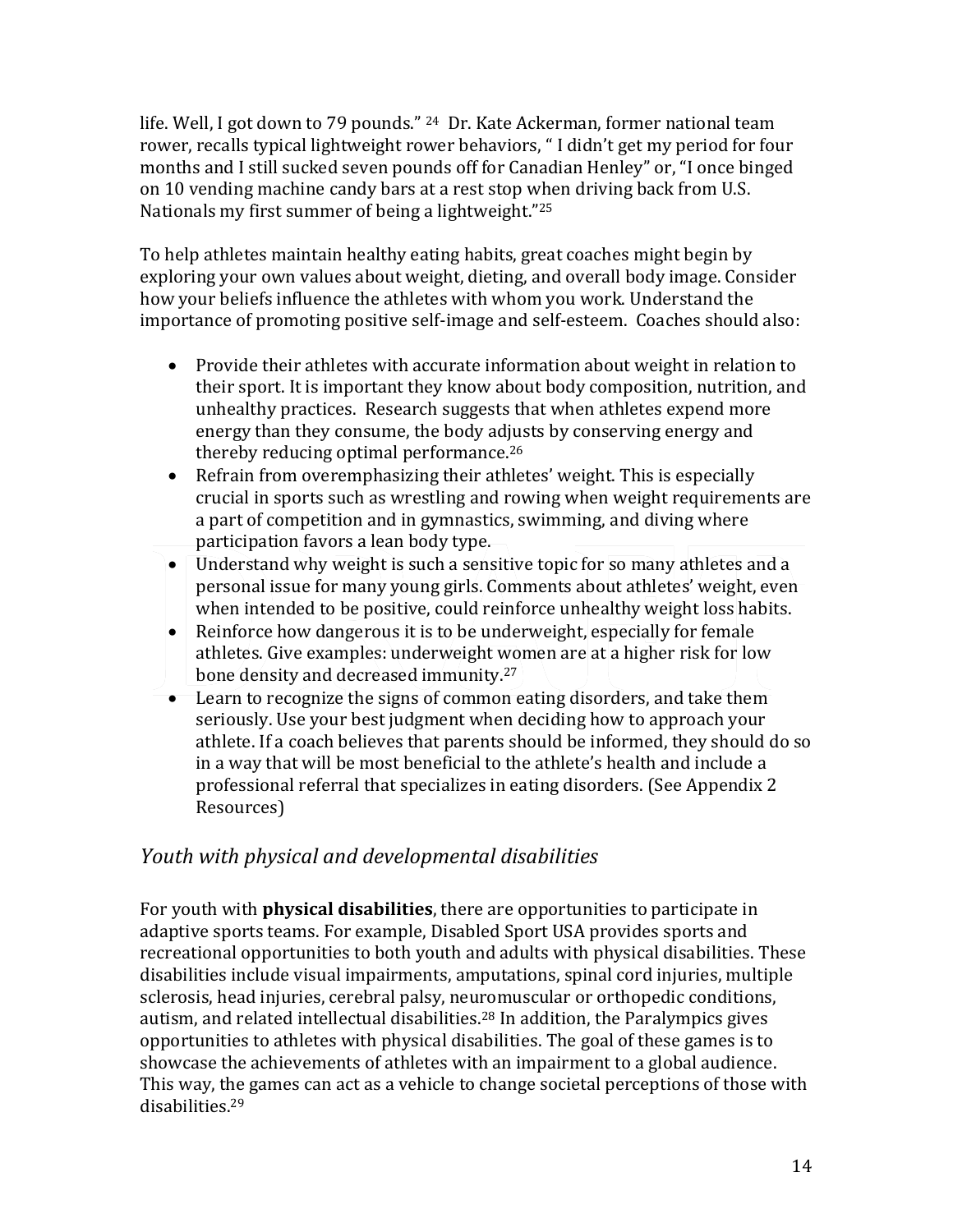life. Well, I got down to 79 pounds." [24] Dr. Kate Ackerman, former national team rower, recalls typical lightweight rower behaviors, " I didn't get my period for four months and I still sucked seven pounds off for Canadian Henley" or, "I once binged on 10 vending machine candy bars at a rest stop when driving back from U.S. Nationals my first summer of being a lightweight."[25]

To help athletes maintain healthy eating habits, great coaches might begin by exploring your own values about weight, dieting, and overall body image. Consider how your beliefs influence the athletes with whom you work. Understand the importance of promoting positive self-image and self-esteem. Coaches should also:

- Provide their athletes with accurate information about weight in relation to their sport. It is important they know about body composition, nutrition, and unhealthy practices. Research suggests that when athletes expend more energy than they consume, the body adjusts by conserving energy and thereby reducing optimal performance.[26]
- Refrain from overemphasizing their athletes' weight. This is especially crucial in sports such as wrestling and rowing when weight requirements are a part of competition and in gymnastics, swimming, and diving where participation favors a lean body type.
- Understand why weight is such a sensitive topic for so many athletes and a personal issue for many young girls. Comments about athletes' weight, even when intended to be positive, could reinforce unhealthy weight loss habits.
- Reinforce how dangerous it is to be underweight, especially for female athletes. Give examples: underweight women are at a higher risk for low bone density and decreased immunity.[27]
- Learn to recognize the signs of common eating disorders, and take them seriously. Use your best judgment when deciding how to approach your athlete. If a coach believes that parents should be informed, they should do so in a way that will be most beneficial to the athlete's health and include a professional referral that specializes in eating disorders. (See Appendix 2 Resources)

## *Youth with physical and developmental disabilities*

For youth with **physical disabilities**, there are opportunities to participate in adaptive sports teams. For example, Disabled Sport USA provides sports and recreational opportunities to both youth and adults with physical disabilities. These disabilities include visual impairments, amputations, spinal cord injuries, multiple sclerosis, head injuries, cerebral palsy, neuromuscular or orthopedic conditions, autism, and related intellectual disabilities.[28] In addition, the Paralympics gives opportunities to athletes with physical disabilities. The goal of these games is to showcase the achievements of athletes with an impairment to a global audience. This way, the games can act as a vehicle to change societal perceptions of those with disabilities.[29]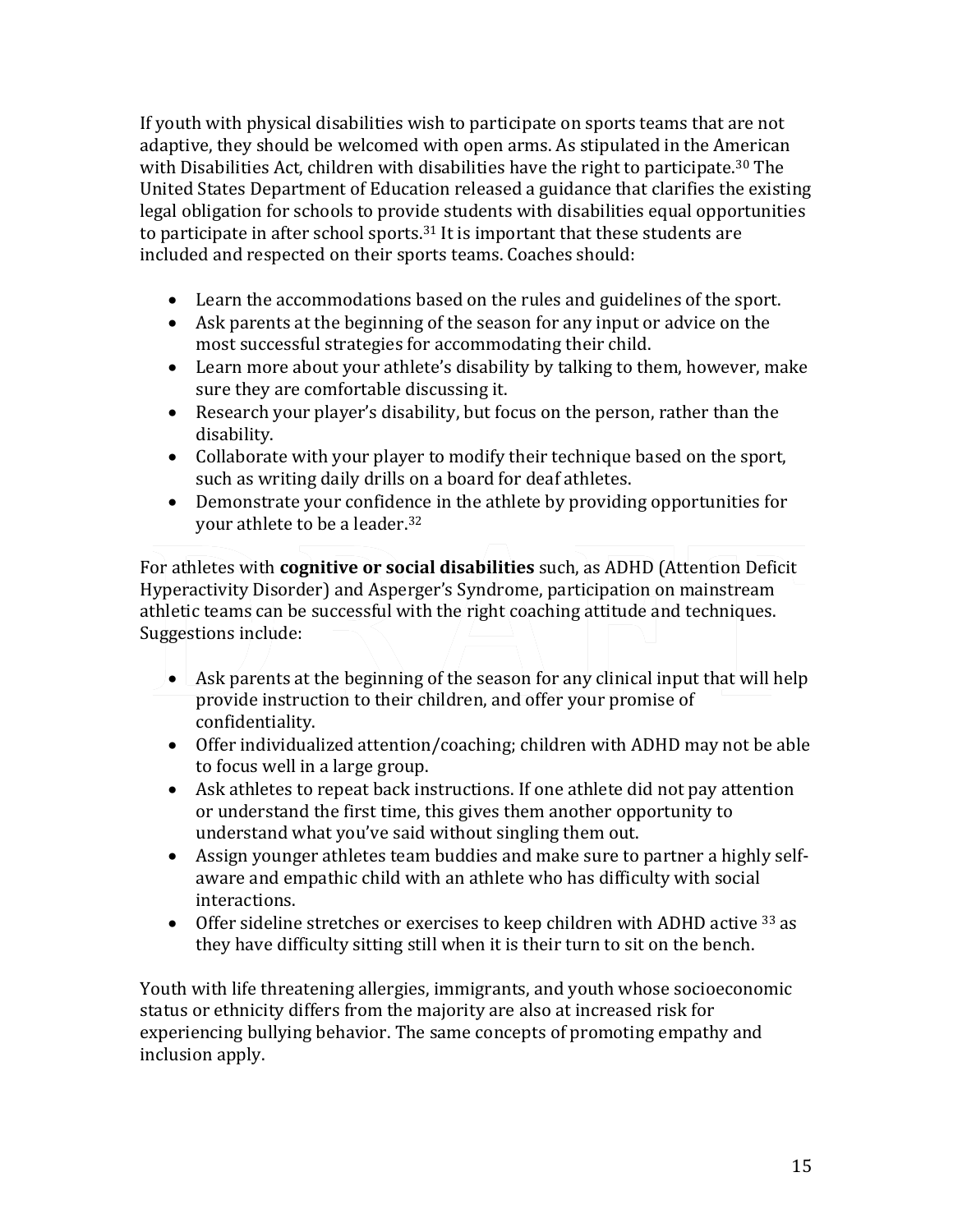If youth with physical disabilities wish to participate on sports teams that are not adaptive, they should be welcomed with open arms. As stipulated in the American with Disabilities Act, children with disabilities have the right to participate.[30] The United States Department of Education released a guidance that clarifies the existing legal obligation for schools to provide students with disabilities equal opportunities to participate in after school sports.[31] It is important that these students are included and respected on their sports teams. Coaches should:

- Learn the accommodations based on the rules and guidelines of the sport.
- Ask parents at the beginning of the season for any input or advice on the most successful strategies for accommodating their child.
- Learn more about your athlete's disability by talking to them, however, make sure they are comfortable discussing it.
- Research your player's disability, but focus on the person, rather than the disability.
- Collaborate with your player to modify their technique based on the sport, such as writing daily drills on a board for deaf athletes.
- Demonstrate your confidence in the athlete by providing opportunities for your athlete to be a leader.[32]

For athletes with **cognitive or social disabilities** such, as ADHD (Attention Deficit Hyperactivity Disorder) and Asperger's Syndrome, participation on mainstream athletic teams can be successful with the right coaching attitude and techniques. Suggestions include:

- Ask parents at the beginning of the season for any clinical input that will help provide instruction to their children, and offer your promise of confidentiality.
- Offer individualized attention/coaching; children with ADHD may not be able to focus well in a large group.
- Ask athletes to repeat back instructions. If one athlete did not pay attention or understand the first time, this gives them another opportunity to understand what you've said without singling them out.
- Assign younger athletes team buddies and make sure to partner a highly self-aware and empathic child with an athlete who has difficulty with social interactions.
- Offer sideline stretches or exercises to keep children with ADHD active [33] as they have difficulty sitting still when it is their turn to sit on the bench.

Youth with life threatening allergies, immigrants, and youth whose socioeconomic status or ethnicity differs from the majority are also at increased risk for experiencing bullying behavior. The same concepts of promoting empathy and inclusion apply.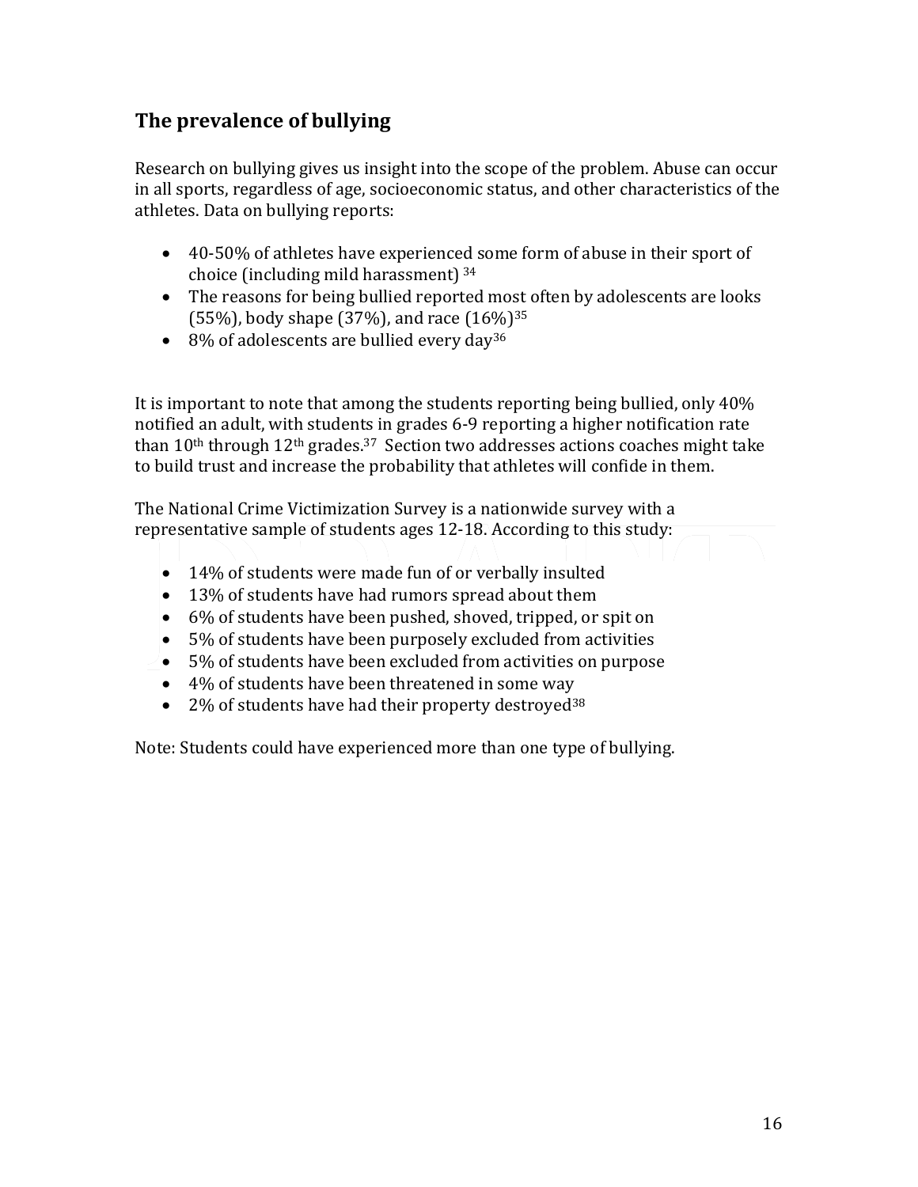## The prevalence of bullying

Research on bullying gives us insight into the scope of the problem. Abuse can occur in all sports, regardless of age, socioeconomic status, and other characteristics of the athletes. Data on bullying reports:

- 40-50% of athletes have experienced some form of abuse in their sport of choice (including mild harassment) [34]
- The reasons for being bullied reported most often by adolescents are looks (55%), body shape (37%), and race (16%)[35]
- 8% of adolescents are bullied every day[36]

It is important to note that among the students reporting being bullied, only 40% notified an adult, with students in grades 6-9 reporting a higher notification rate than 10th through 12th grades.[37] Section two addresses actions coaches might take to build trust and increase the probability that athletes will confide in them.

The National Crime Victimization Survey is a nationwide survey with a representative sample of students ages 12-18. According to this study:

- 14% of students were made fun of or verbally insulted
- 13% of students have had rumors spread about them
- 6% of students have been pushed, shoved, tripped, or spit on
- 5% of students have been purposely excluded from activities
- 5% of students have been excluded from activities on purpose
- 4% of students have been threatened in some way
- 2% of students have had their property destroyed[38]

Note: Students could have experienced more than one type of bullying.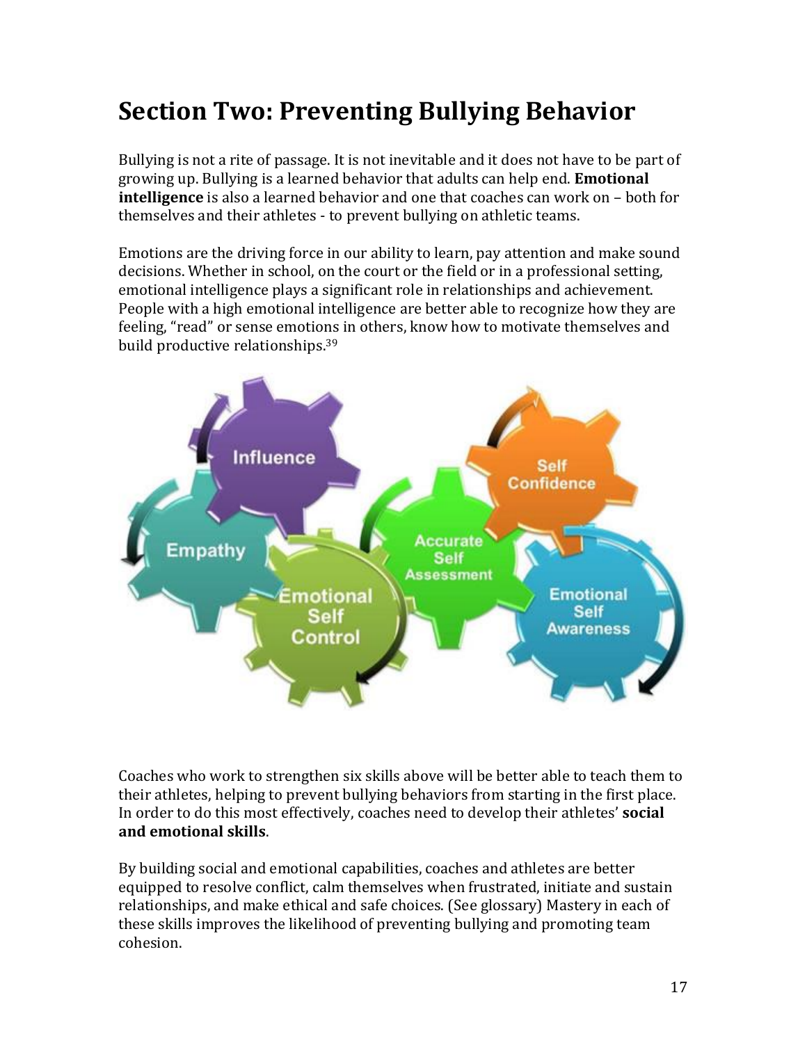## Section Two: Preventing Bullying Behavior

Bullying is not a rite of passage. It is not inevitable and it does not have to be part of growing up. Bullying is a learned behavior that adults can help end. **Emotional intelligence** is also a learned behavior and one that coaches can work on – both for themselves and their athletes - to prevent bullying on athletic teams.

Emotions are the driving force in our ability to learn, pay attention and make sound decisions. Whether in school, on the court or the field or in a professional setting, emotional intelligence plays a significant role in relationships and achievement. People with a high emotional intelligence are better able to recognize how they are feeling, "read" or sense emotions in others, know how to motivate themselves and build productive relationships.[39]

Coaches who work to strengthen six skills above will be better able to teach them to their athletes, helping to prevent bullying behaviors from starting in the first place. In order to do this most effectively, coaches need to develop their athletes' **social and emotional skills**.

By building social and emotional capabilities, coaches and athletes are better equipped to resolve conflict, calm themselves when frustrated, initiate and sustain relationships, and make ethical and safe choices. (See glossary) Mastery in each of these skills improves the likelihood of preventing bullying and promoting team cohesion.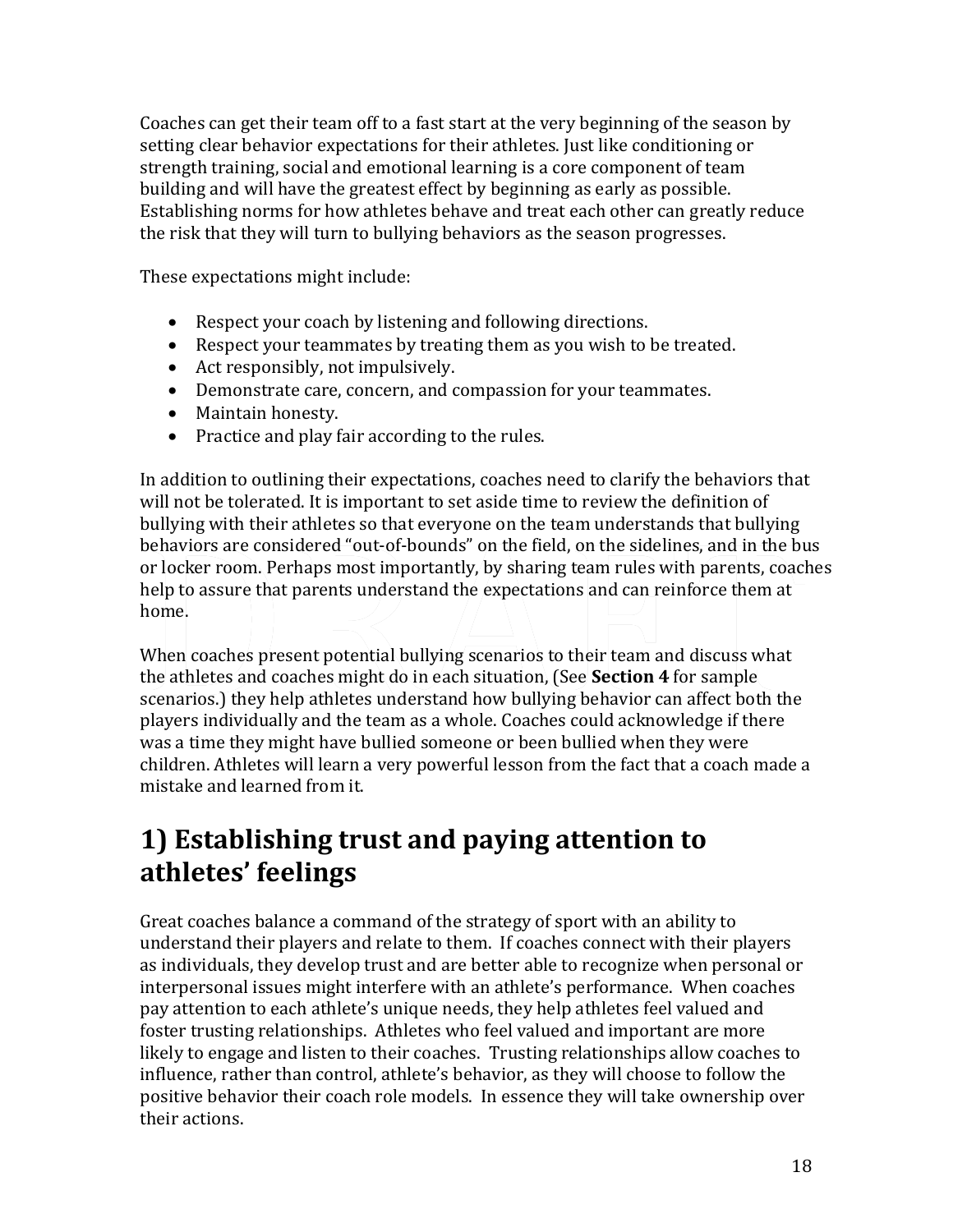Coaches can get their team off to a fast start at the very beginning of the season by setting clear behavior expectations for their athletes. Just like conditioning or strength training, social and emotional learning is a core component of team building and will have the greatest effect by beginning as early as possible. Establishing norms for how athletes behave and treat each other can greatly reduce the risk that they will turn to bullying behaviors as the season progresses.

These expectations might include:

- Respect your coach by listening and following directions.
- Respect your teammates by treating them as you wish to be treated.
- Act responsibly, not impulsively.
- Demonstrate care, concern, and compassion for your teammates.
- Maintain honesty.
- Practice and play fair according to the rules.

In addition to outlining their expectations, coaches need to clarify the behaviors that will not be tolerated. It is important to set aside time to review the definition of bullying with their athletes so that everyone on the team understands that bullying behaviors are considered "out-of-bounds" on the field, on the sidelines, and in the bus or locker room. Perhaps most importantly, by sharing team rules with parents, coaches help to assure that parents understand the expectations and can reinforce them at home.

When coaches present potential bullying scenarios to their team and discuss what the athletes and coaches might do in each situation, (See **Section 4** for sample scenarios.) they help athletes understand how bullying behavior can affect both the players individually and the team as a whole. Coaches could acknowledge if there was a time they might have bullied someone or been bullied when they were children. Athletes will learn a very powerful lesson from the fact that a coach made a mistake and learned from it.

# 1) Establishing trust and paying attention to athletes' feelings

Great coaches balance a command of the strategy of sport with an ability to understand their players and relate to them. If coaches connect with their players as individuals, they develop trust and are better able to recognize when personal or interpersonal issues might interfere with an athlete's performance. When coaches pay attention to each athlete's unique needs, they help athletes feel valued and foster trusting relationships. Athletes who feel valued and important are more likely to engage and listen to their coaches. Trusting relationships allow coaches to influence, rather than control, athlete's behavior, as they will choose to follow the positive behavior their coach role models. In essence they will take ownership over their actions.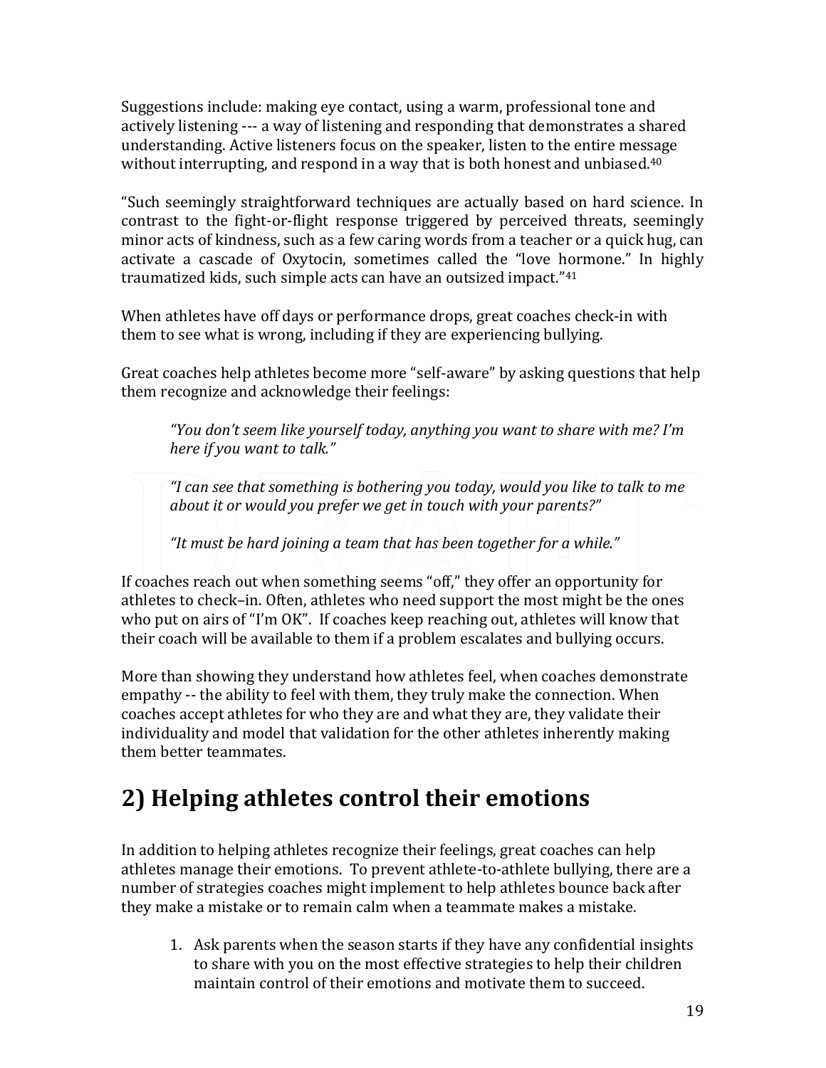Suggestions include: making eye contact, using a warm, professional tone and actively listening --- a way of listening and responding that demonstrates a shared understanding. Active listeners focus on the speaker, listen to the entire message without interrupting, and respond in a way that is both honest and unbiased.[40]

"Such seemingly straightforward techniques are actually based on hard science. In contrast to the fight-or-flight response triggered by perceived threats, seemingly minor acts of kindness, such as a few caring words from a teacher or a quick hug, can activate a cascade of Oxytocin, sometimes called the "love hormone." In highly traumatized kids, such simple acts can have an outsized impact."[41]

When athletes have off days or performance drops, great coaches check-in with them to see what is wrong, including if they are experiencing bullying.

Great coaches help athletes become more "self-aware" by asking questions that help them recognize and acknowledge their feelings:

> *"You don't seem like yourself today, anything you want to share with me? I'm here if you want to talk."*
>
> *"I can see that something is bothering you today, would you like to talk to me about it or would you prefer we get in touch with your parents?"*
>
> *"It must be hard joining a team that has been together for a while."*

If coaches reach out when something seems "off," they offer an opportunity for athletes to check–in. Often, athletes who need support the most might be the ones who put on airs of "I'm OK". If coaches keep reaching out, athletes will know that their coach will be available to them if a problem escalates and bullying occurs.

More than showing they understand how athletes feel, when coaches demonstrate empathy -- the ability to feel with them, they truly make the connection. When coaches accept athletes for who they are and what they are, they validate their individuality and model that validation for the other athletes inherently making them better teammates.

## 2) Helping athletes control their emotions

In addition to helping athletes recognize their feelings, great coaches can help athletes manage their emotions. To prevent athlete-to-athlete bullying, there are a number of strategies coaches might implement to help athletes bounce back after they make a mistake or to remain calm when a teammate makes a mistake.

1. Ask parents when the season starts if they have any confidential insights to share with you on the most effective strategies to help their children maintain control of their emotions and motivate them to succeed.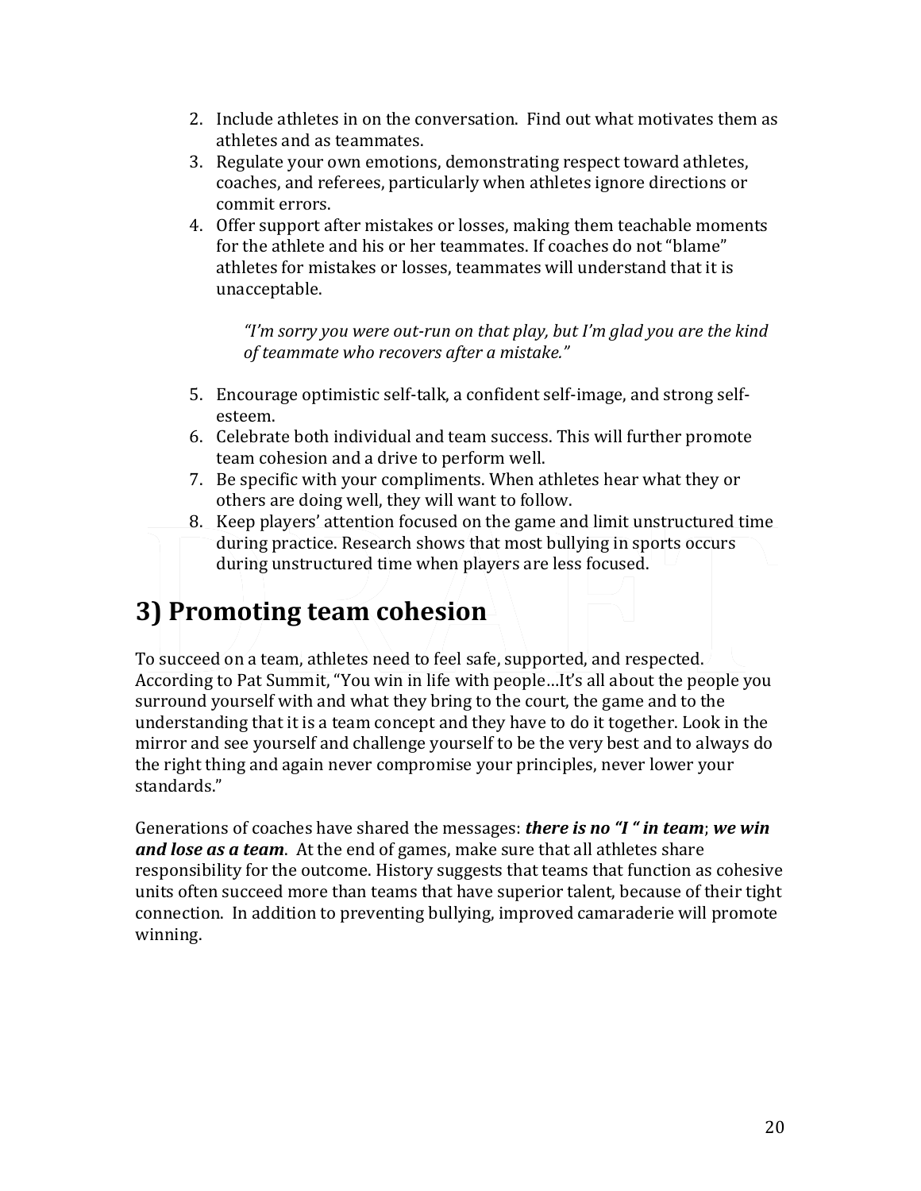2. Include athletes in on the conversation. Find out what motivates them as athletes and as teammates.
3. Regulate your own emotions, demonstrating respect toward athletes, coaches, and referees, particularly when athletes ignore directions or commit errors.
4. Offer support after mistakes or losses, making them teachable moments for the athlete and his or her teammates. If coaches do not "blame" athletes for mistakes or losses, teammates will understand that it is unacceptable.

   *"I'm sorry you were out-run on that play, but I'm glad you are the kind of teammate who recovers after a mistake."*

5. Encourage optimistic self-talk, a confident self-image, and strong self-esteem.
6. Celebrate both individual and team success. This will further promote team cohesion and a drive to perform well.
7. Be specific with your compliments. When athletes hear what they or others are doing well, they will want to follow.
8. Keep players' attention focused on the game and limit unstructured time during practice. Research shows that most bullying in sports occurs during unstructured time when players are less focused.

## 3) Promoting team cohesion

To succeed on a team, athletes need to feel safe, supported, and respected. According to Pat Summit, "You win in life with people…It's all about the people you surround yourself with and what they bring to the court, the game and to the understanding that it is a team concept and they have to do it together. Look in the mirror and see yourself and challenge yourself to be the very best and to always do the right thing and again never compromise your principles, never lower your standards."

Generations of coaches have shared the messages: ***there is no "I " in team***; ***we win and lose as a team***. At the end of games, make sure that all athletes share responsibility for the outcome. History suggests that teams that function as cohesive units often succeed more than teams that have superior talent, because of their tight connection. In addition to preventing bullying, improved camaraderie will promote winning.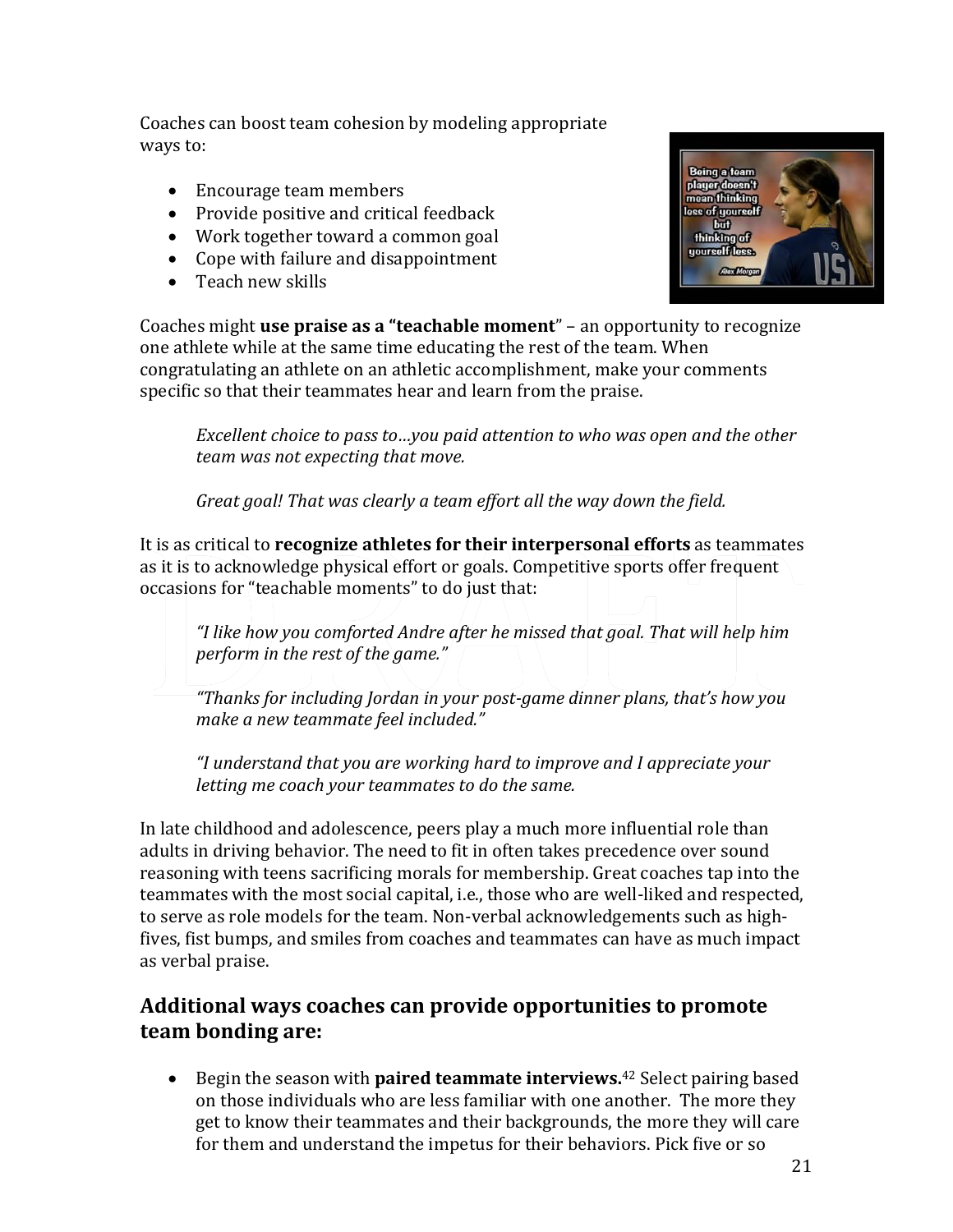Coaches can boost team cohesion by modeling appropriate ways to:

- Encourage team members
- Provide positive and critical feedback
- Work together toward a common goal
- Cope with failure and disappointment
- Teach new skills

Coaches might **use praise as a "teachable moment**" – an opportunity to recognize one athlete while at the same time educating the rest of the team. When congratulating an athlete on an athletic accomplishment, make your comments specific so that their teammates hear and learn from the praise.

> *Excellent choice to pass to…you paid attention to who was open and the other team was not expecting that move.*
>
> *Great goal! That was clearly a team effort all the way down the field.*

It is as critical to **recognize athletes for their interpersonal efforts** as teammates as it is to acknowledge physical effort or goals. Competitive sports offer frequent occasions for "teachable moments" to do just that:

> *"I like how you comforted Andre after he missed that goal. That will help him perform in the rest of the game."*
>
> *"Thanks for including Jordan in your post-game dinner plans, that's how you make a new teammate feel included."*
>
> *"I understand that you are working hard to improve and I appreciate your letting me coach your teammates to do the same.*

In late childhood and adolescence, peers play a much more influential role than adults in driving behavior. The need to fit in often takes precedence over sound reasoning with teens sacrificing morals for membership. Great coaches tap into the teammates with the most social capital, i.e., those who are well-liked and respected, to serve as role models for the team. Non-verbal acknowledgements such as high-fives, fist bumps, and smiles from coaches and teammates can have as much impact as verbal praise.

## Additional ways coaches can provide opportunities to promote team bonding are:

- Begin the season with **paired teammate interviews.**[42] Select pairing based on those individuals who are less familiar with one another. The more they get to know their teammates and their backgrounds, the more they will care for them and understand the impetus for their behaviors. Pick five or so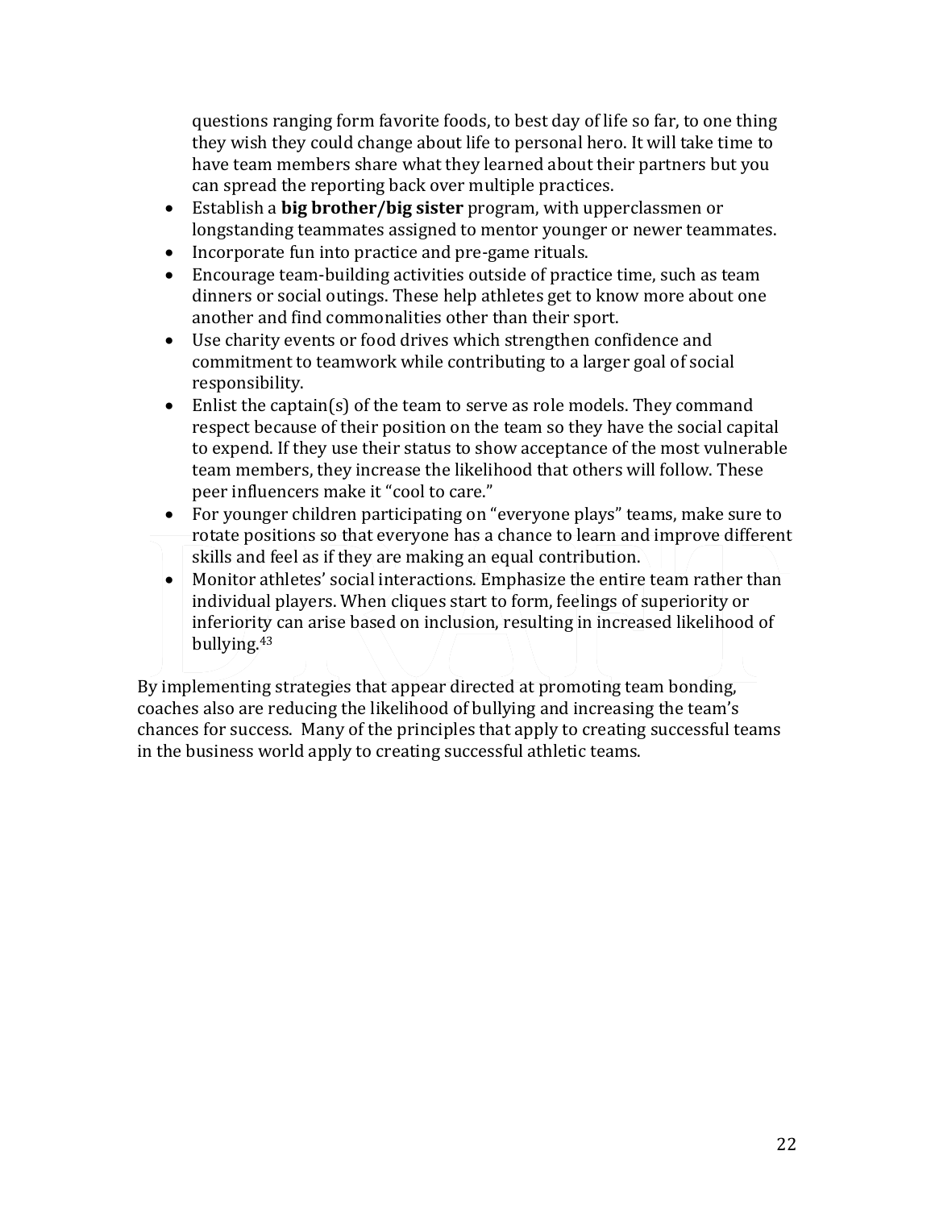questions ranging form favorite foods, to best day of life so far, to one thing they wish they could change about life to personal hero. It will take time to have team members share what they learned about their partners but you can spread the reporting back over multiple practices.

- Establish a **big brother/big sister** program, with upperclassmen or longstanding teammates assigned to mentor younger or newer teammates.
- Incorporate fun into practice and pre-game rituals.
- Encourage team-building activities outside of practice time, such as team dinners or social outings. These help athletes get to know more about one another and find commonalities other than their sport.
- Use charity events or food drives which strengthen confidence and commitment to teamwork while contributing to a larger goal of social responsibility.
- Enlist the captain(s) of the team to serve as role models. They command respect because of their position on the team so they have the social capital to expend. If they use their status to show acceptance of the most vulnerable team members, they increase the likelihood that others will follow. These peer influencers make it "cool to care."
- For younger children participating on "everyone plays" teams, make sure to rotate positions so that everyone has a chance to learn and improve different skills and feel as if they are making an equal contribution.
- Monitor athletes' social interactions. Emphasize the entire team rather than individual players. When cliques start to form, feelings of superiority or inferiority can arise based on inclusion, resulting in increased likelihood of bullying.[43]

By implementing strategies that appear directed at promoting team bonding, coaches also are reducing the likelihood of bullying and increasing the team's chances for success. Many of the principles that apply to creating successful teams in the business world apply to creating successful athletic teams.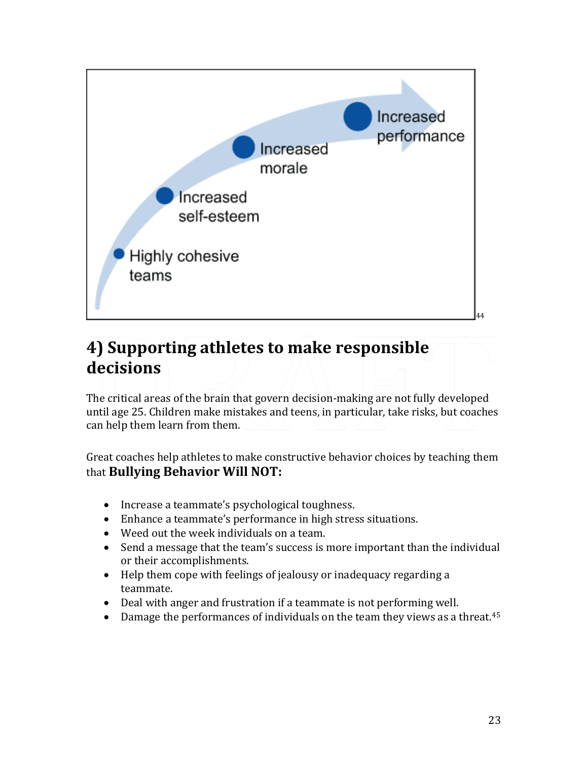Highly cohesive teams

Increased self-esteem

Increased morale

Increased performance

[44]

## 4) Supporting athletes to make responsible decisions

The critical areas of the brain that govern decision-making are not fully developed until age 25. Children make mistakes and teens, in particular, take risks, but coaches can help them learn from them.

Great coaches help athletes to make constructive behavior choices by teaching them that **Bullying Behavior Will NOT:**

- Increase a teammate's psychological toughness.
- Enhance a teammate's performance in high stress situations.
- Weed out the week individuals on a team.
- Send a message that the team's success is more important than the individual or their accomplishments.
- Help them cope with feelings of jealousy or inadequacy regarding a teammate.
- Deal with anger and frustration if a teammate is not performing well.
- Damage the performances of individuals on the team they views as a threat.[45]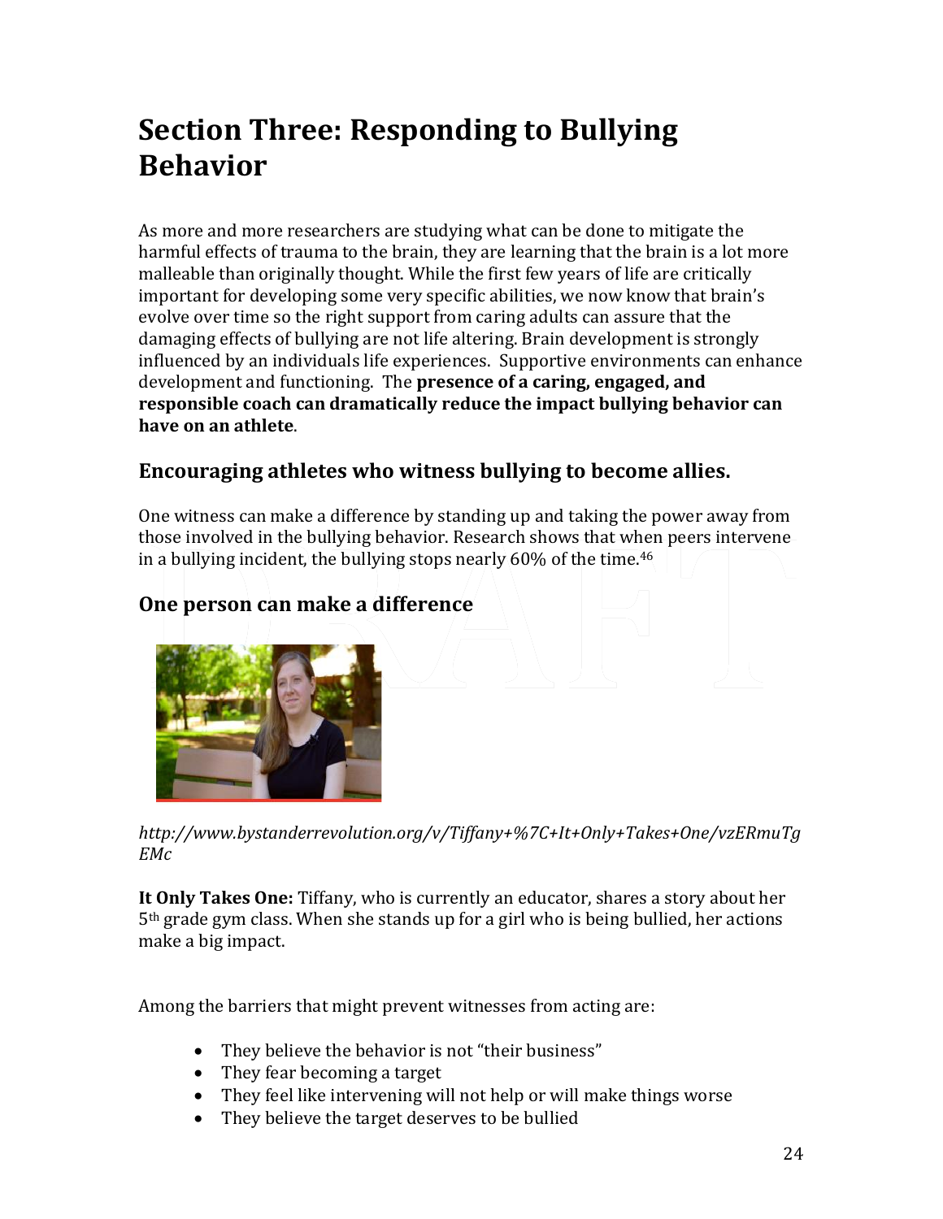# Section Three: Responding to Bullying Behavior

As more and more researchers are studying what can be done to mitigate the harmful effects of trauma to the brain, they are learning that the brain is a lot more malleable than originally thought. While the first few years of life are critically important for developing some very specific abilities, we now know that brain's evolve over time so the right support from caring adults can assure that the damaging effects of bullying are not life altering. Brain development is strongly influenced by an individuals life experiences. Supportive environments can enhance development and functioning. The **presence of a caring, engaged, and responsible coach can dramatically reduce the impact bullying behavior can have on an athlete**.

## Encouraging athletes who witness bullying to become allies.

One witness can make a difference by standing up and taking the power away from those involved in the bullying behavior. Research shows that when peers intervene in a bullying incident, the bullying stops nearly 60% of the time.[46]

## One person can make a difference

*http://www.bystanderrevolution.org/v/Tiffany+%7C+It+Only+Takes+One/vzERmuTgEMc*

**It Only Takes One:** Tiffany, who is currently an educator, shares a story about her 5th grade gym class. When she stands up for a girl who is being bullied, her actions make a big impact.

Among the barriers that might prevent witnesses from acting are:

- They believe the behavior is not "their business"
- They fear becoming a target
- They feel like intervening will not help or will make things worse
- They believe the target deserves to be bullied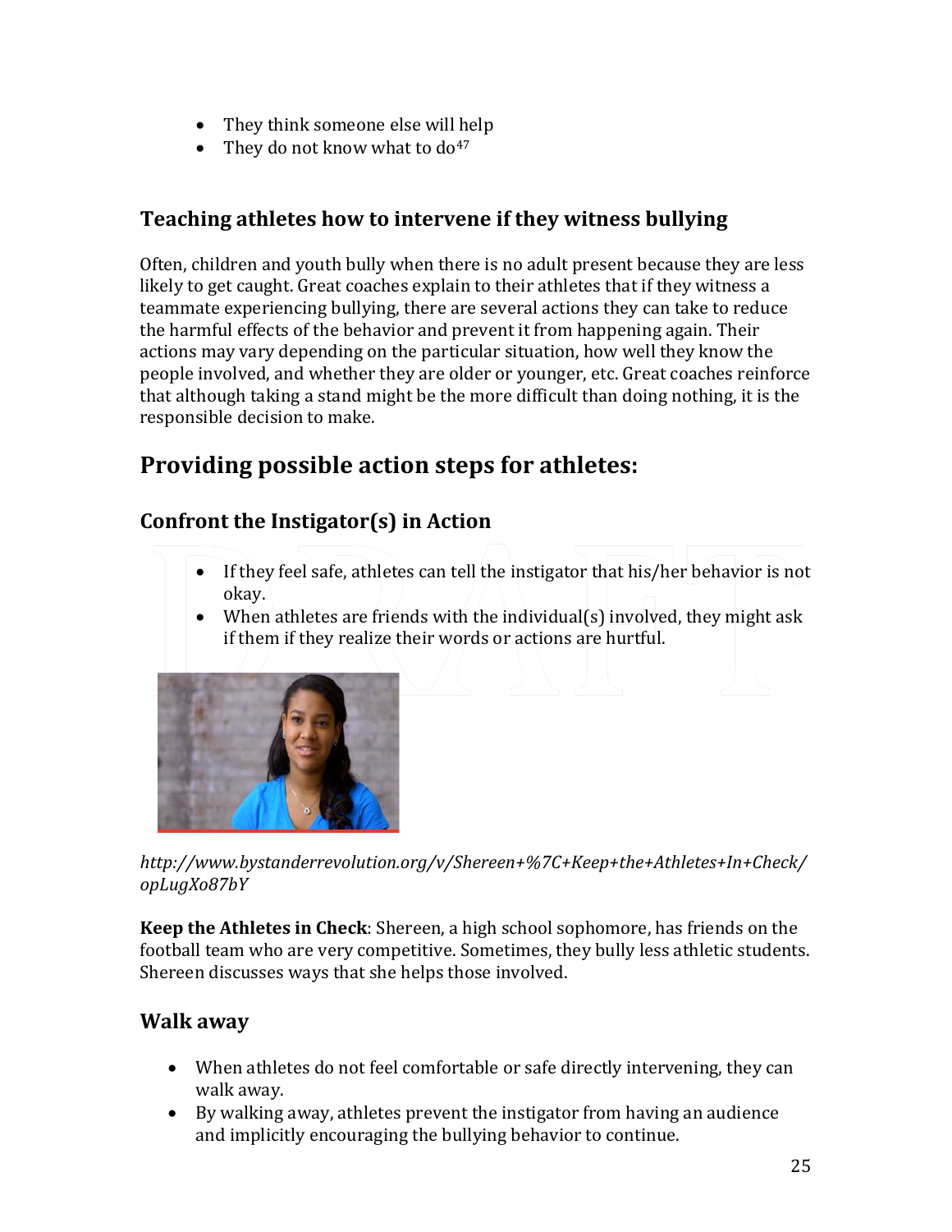- They think someone else will help
- They do not know what to do[47]

### Teaching athletes how to intervene if they witness bullying

Often, children and youth bully when there is no adult present because they are less likely to get caught. Great coaches explain to their athletes that if they witness a teammate experiencing bullying, there are several actions they can take to reduce the harmful effects of the behavior and prevent it from happening again. Their actions may vary depending on the particular situation, how well they know the people involved, and whether they are older or younger, etc. Great coaches reinforce that although taking a stand might be the more difficult than doing nothing, it is the responsible decision to make.

## Providing possible action steps for athletes:

### Confront the Instigator(s) in Action

- If they feel safe, athletes can tell the instigator that his/her behavior is not okay.
- When athletes are friends with the individual(s) involved, they might ask if them if they realize their words or actions are hurtful.

*http://www.bystanderrevolution.org/v/Shereen+%7C+Keep+the+Athletes+In+Check/opLugXo87bY*

**Keep the Athletes in Check**: Shereen, a high school sophomore, has friends on the football team who are very competitive. Sometimes, they bully less athletic students. Shereen discusses ways that she helps those involved.

### Walk away

- When athletes do not feel comfortable or safe directly intervening, they can walk away.
- By walking away, athletes prevent the instigator from having an audience and implicitly encouraging the bullying behavior to continue.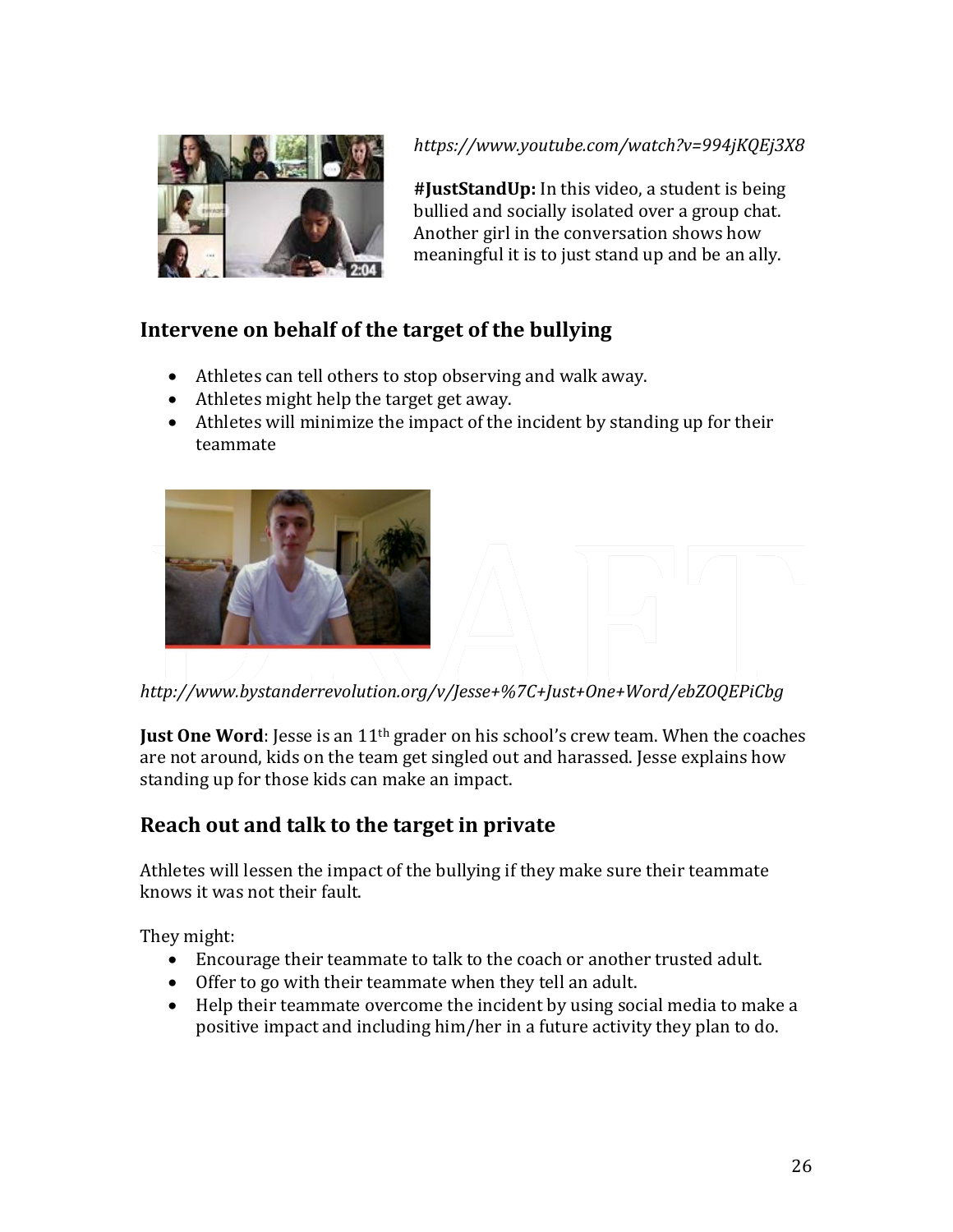*https://www.youtube.com/watch?v=994jKQEj3X8*

**#JustStandUp:** In this video, a student is being bullied and socially isolated over a group chat. Another girl in the conversation shows how meaningful it is to just stand up and be an ally.

## Intervene on behalf of the target of the bullying

- Athletes can tell others to stop observing and walk away.
- Athletes might help the target get away.
- Athletes will minimize the impact of the incident by standing up for their teammate

*http://www.bystanderrevolution.org/v/Jesse+%7C+Just+One+Word/ebZOQEPiCbg*

**Just One Word**: Jesse is an 11th grader on his school's crew team. When the coaches are not around, kids on the team get singled out and harassed. Jesse explains how standing up for those kids can make an impact.

## Reach out and talk to the target in private

Athletes will lessen the impact of the bullying if they make sure their teammate knows it was not their fault.

They might:

- Encourage their teammate to talk to the coach or another trusted adult.
- Offer to go with their teammate when they tell an adult.
- Help their teammate overcome the incident by using social media to make a positive impact and including him/her in a future activity they plan to do.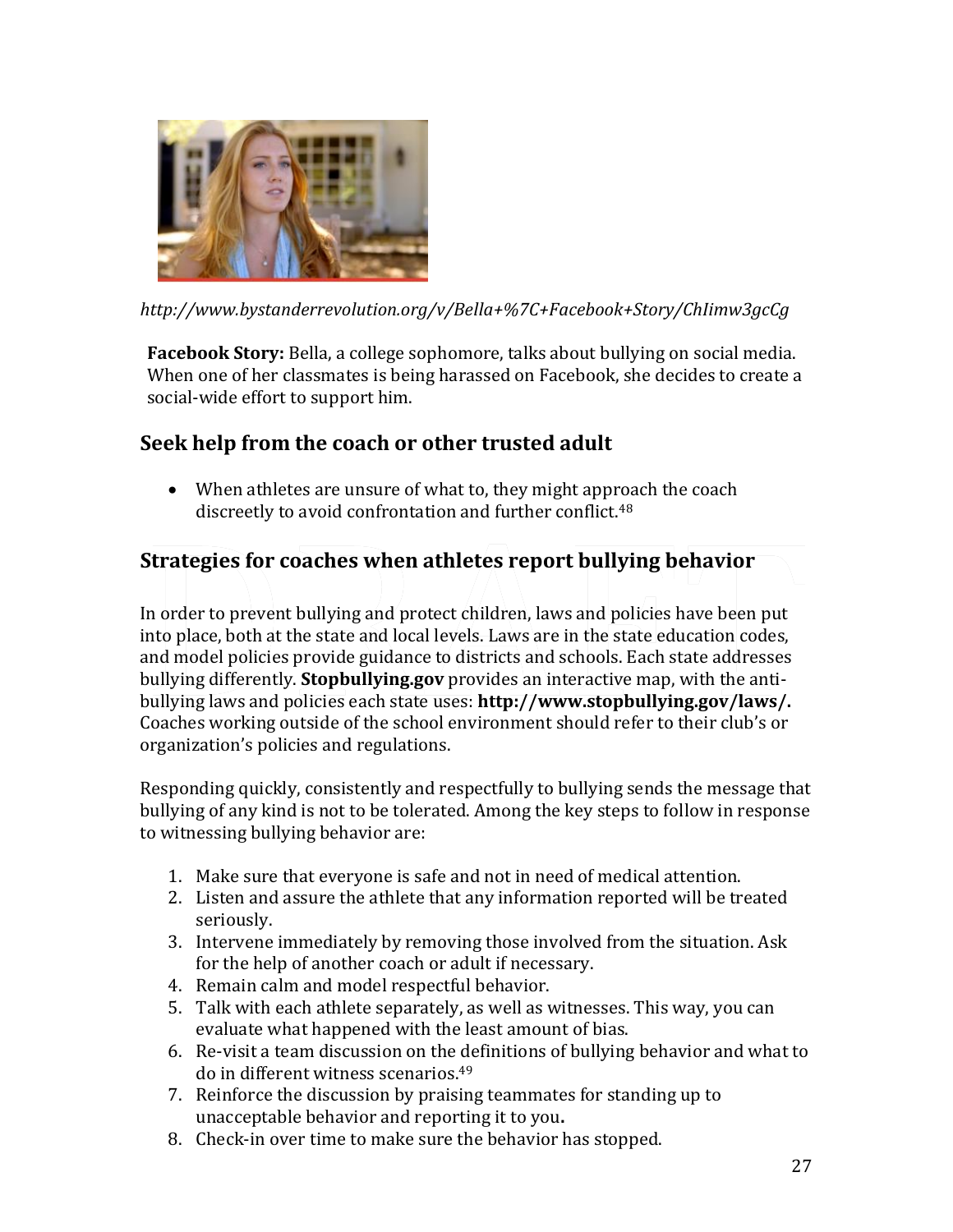*http://www.bystanderrevolution.org/v/Bella+%7C+Facebook+Story/ChIimw3gcCg*

**Facebook Story:** Bella, a college sophomore, talks about bullying on social media. When one of her classmates is being harassed on Facebook, she decides to create a social-wide effort to support him.

## Seek help from the coach or other trusted adult

- When athletes are unsure of what to, they might approach the coach discreetly to avoid confrontation and further conflict.[48]

## Strategies for coaches when athletes report bullying behavior

In order to prevent bullying and protect children, laws and policies have been put into place, both at the state and local levels. Laws are in the state education codes, and model policies provide guidance to districts and schools. Each state addresses bullying differently. **Stopbullying.gov** provides an interactive map, with the anti-bullying laws and policies each state uses: **http://www.stopbullying.gov/laws/.** Coaches working outside of the school environment should refer to their club's or organization's policies and regulations.

Responding quickly, consistently and respectfully to bullying sends the message that bullying of any kind is not to be tolerated. Among the key steps to follow in response to witnessing bullying behavior are:

1. Make sure that everyone is safe and not in need of medical attention.
2. Listen and assure the athlete that any information reported will be treated seriously.
3. Intervene immediately by removing those involved from the situation. Ask for the help of another coach or adult if necessary.
4. Remain calm and model respectful behavior.
5. Talk with each athlete separately, as well as witnesses. This way, you can evaluate what happened with the least amount of bias.
6. Re-visit a team discussion on the definitions of bullying behavior and what to do in different witness scenarios.[49]
7. Reinforce the discussion by praising teammates for standing up to unacceptable behavior and reporting it to you.
8. Check-in over time to make sure the behavior has stopped.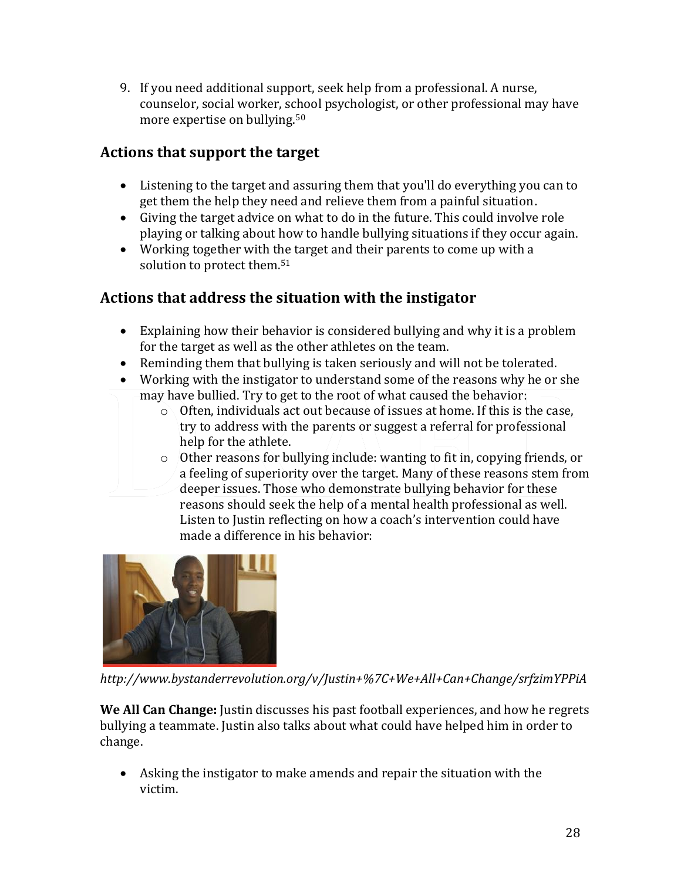9. If you need additional support, seek help from a professional. A nurse, counselor, social worker, school psychologist, or other professional may have more expertise on bullying.[50]

## Actions that support the target

- Listening to the target and assuring them that you'll do everything you can to get them the help they need and relieve them from a painful situation.
- Giving the target advice on what to do in the future. This could involve role playing or talking about how to handle bullying situations if they occur again.
- Working together with the target and their parents to come up with a solution to protect them.[51]

## Actions that address the situation with the instigator

- Explaining how their behavior is considered bullying and why it is a problem for the target as well as the other athletes on the team.
- Reminding them that bullying is taken seriously and will not be tolerated.
- Working with the instigator to understand some of the reasons why he or she may have bullied. Try to get to the root of what caused the behavior:
    - Often, individuals act out because of issues at home. If this is the case, try to address with the parents or suggest a referral for professional help for the athlete.
    - Other reasons for bullying include: wanting to fit in, copying friends, or a feeling of superiority over the target. Many of these reasons stem from deeper issues. Those who demonstrate bullying behavior for these reasons should seek the help of a mental health professional as well. Listen to Justin reflecting on how a coach's intervention could have made a difference in his behavior:

*http://www.bystanderrevolution.org/v/Justin+%7C+We+All+Can+Change/srfzimYPPiA*

**We All Can Change:** Justin discusses his past football experiences, and how he regrets bullying a teammate. Justin also talks about what could have helped him in order to change.

- Asking the instigator to make amends and repair the situation with the victim.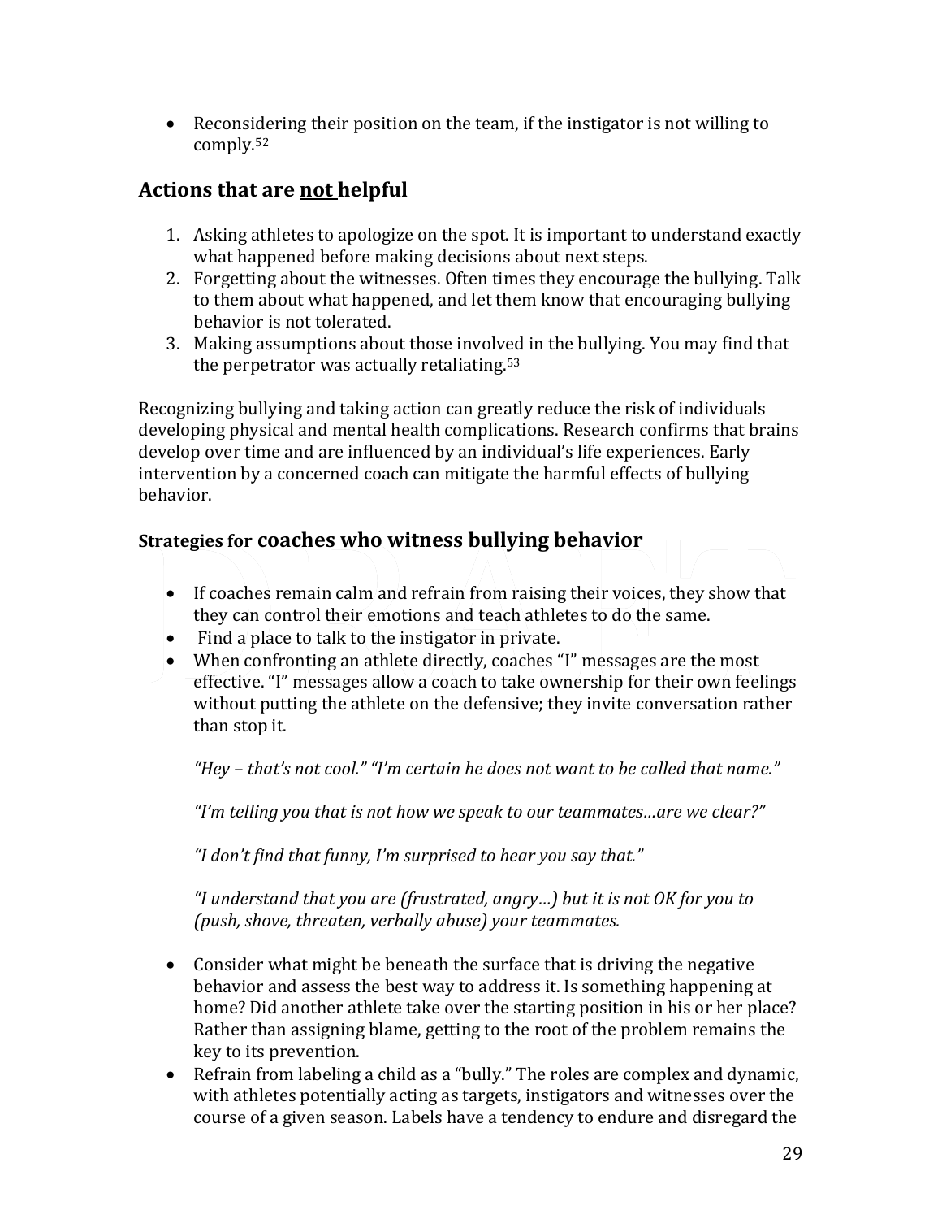- Reconsidering their position on the team, if the instigator is not willing to comply.[52]

## Actions that are <u>not</u> helpful

1. Asking athletes to apologize on the spot. It is important to understand exactly what happened before making decisions about next steps.
2. Forgetting about the witnesses. Often times they encourage the bullying. Talk to them about what happened, and let them know that encouraging bullying behavior is not tolerated.
3. Making assumptions about those involved in the bullying. You may find that the perpetrator was actually retaliating.[53]

Recognizing bullying and taking action can greatly reduce the risk of individuals developing physical and mental health complications. Research confirms that brains develop over time and are influenced by an individual's life experiences. Early intervention by a concerned coach can mitigate the harmful effects of bullying behavior.

### Strategies for coaches who witness bullying behavior

- If coaches remain calm and refrain from raising their voices, they show that they can control their emotions and teach athletes to do the same.
- Find a place to talk to the instigator in private.
- When confronting an athlete directly, coaches "I" messages are the most effective. "I" messages allow a coach to take ownership for their own feelings without putting the athlete on the defensive; they invite conversation rather than stop it.

  *"Hey – that's not cool." "I'm certain he does not want to be called that name."*

  *"I'm telling you that is not how we speak to our teammates…are we clear?"*

  *"I don't find that funny, I'm surprised to hear you say that."*

  *"I understand that you are (frustrated, angry…) but it is not OK for you to (push, shove, threaten, verbally abuse) your teammates.*

- Consider what might be beneath the surface that is driving the negative behavior and assess the best way to address it. Is something happening at home? Did another athlete take over the starting position in his or her place? Rather than assigning blame, getting to the root of the problem remains the key to its prevention.
- Refrain from labeling a child as a "bully." The roles are complex and dynamic, with athletes potentially acting as targets, instigators and witnesses over the course of a given season. Labels have a tendency to endure and disregard the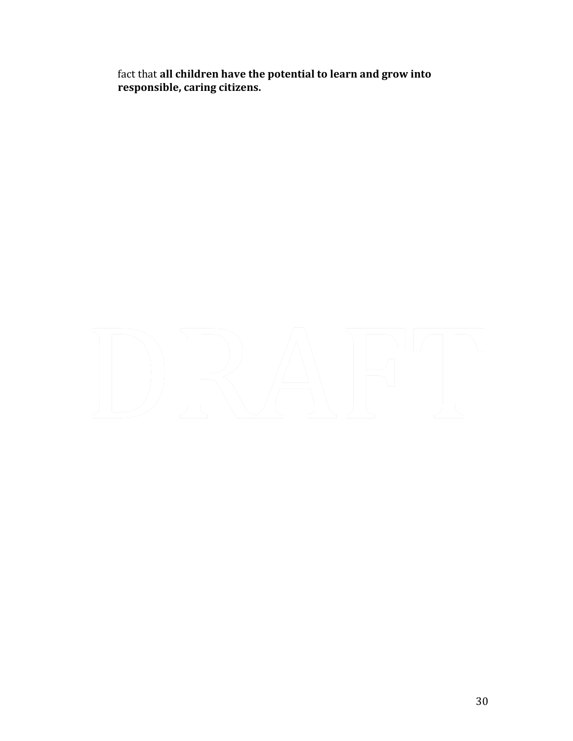fact that **all children have the potential to learn and grow into responsible, caring citizens.**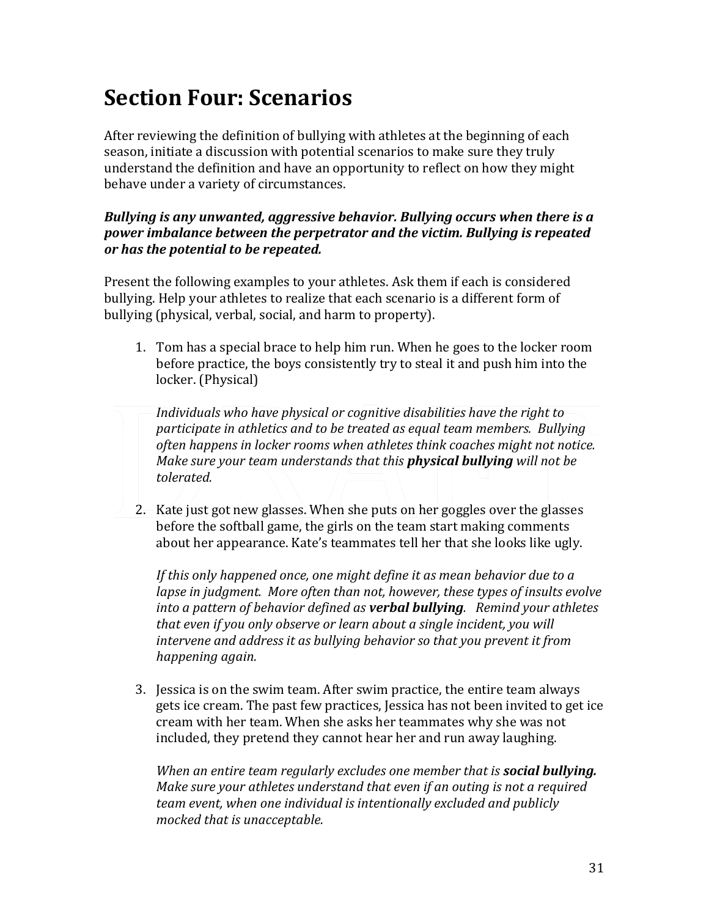# Section Four: Scenarios

After reviewing the definition of bullying with athletes at the beginning of each season, initiate a discussion with potential scenarios to make sure they truly understand the definition and have an opportunity to reflect on how they might behave under a variety of circumstances.

***Bullying is any unwanted, aggressive behavior. Bullying occurs when there is a power imbalance between the perpetrator and the victim. Bullying is repeated or has the potential to be repeated.***

Present the following examples to your athletes. Ask them if each is considered bullying. Help your athletes to realize that each scenario is a different form of bullying (physical, verbal, social, and harm to property).

1. Tom has a special brace to help him run. When he goes to the locker room before practice, the boys consistently try to steal it and push him into the locker. (Physical)

   *Individuals who have physical or cognitive disabilities have the right to participate in athletics and to be treated as equal team members. Bullying often happens in locker rooms when athletes think coaches might not notice. Make sure your team understands that this **physical bullying** will not be tolerated.*

2. Kate just got new glasses. When she puts on her goggles over the glasses before the softball game, the girls on the team start making comments about her appearance. Kate's teammates tell her that she looks like ugly.

   *If this only happened once, one might define it as mean behavior due to a lapse in judgment. More often than not, however, these types of insults evolve into a pattern of behavior defined as **verbal bullying**. Remind your athletes that even if you only observe or learn about a single incident, you will intervene and address it as bullying behavior so that you prevent it from happening again.*

3. Jessica is on the swim team. After swim practice, the entire team always gets ice cream. The past few practices, Jessica has not been invited to get ice cream with her team. When she asks her teammates why she was not included, they pretend they cannot hear her and run away laughing.

   *When an entire team regularly excludes one member that is **social bullying.** Make sure your athletes understand that even if an outing is not a required team event, when one individual is intentionally excluded and publicly mocked that is unacceptable.*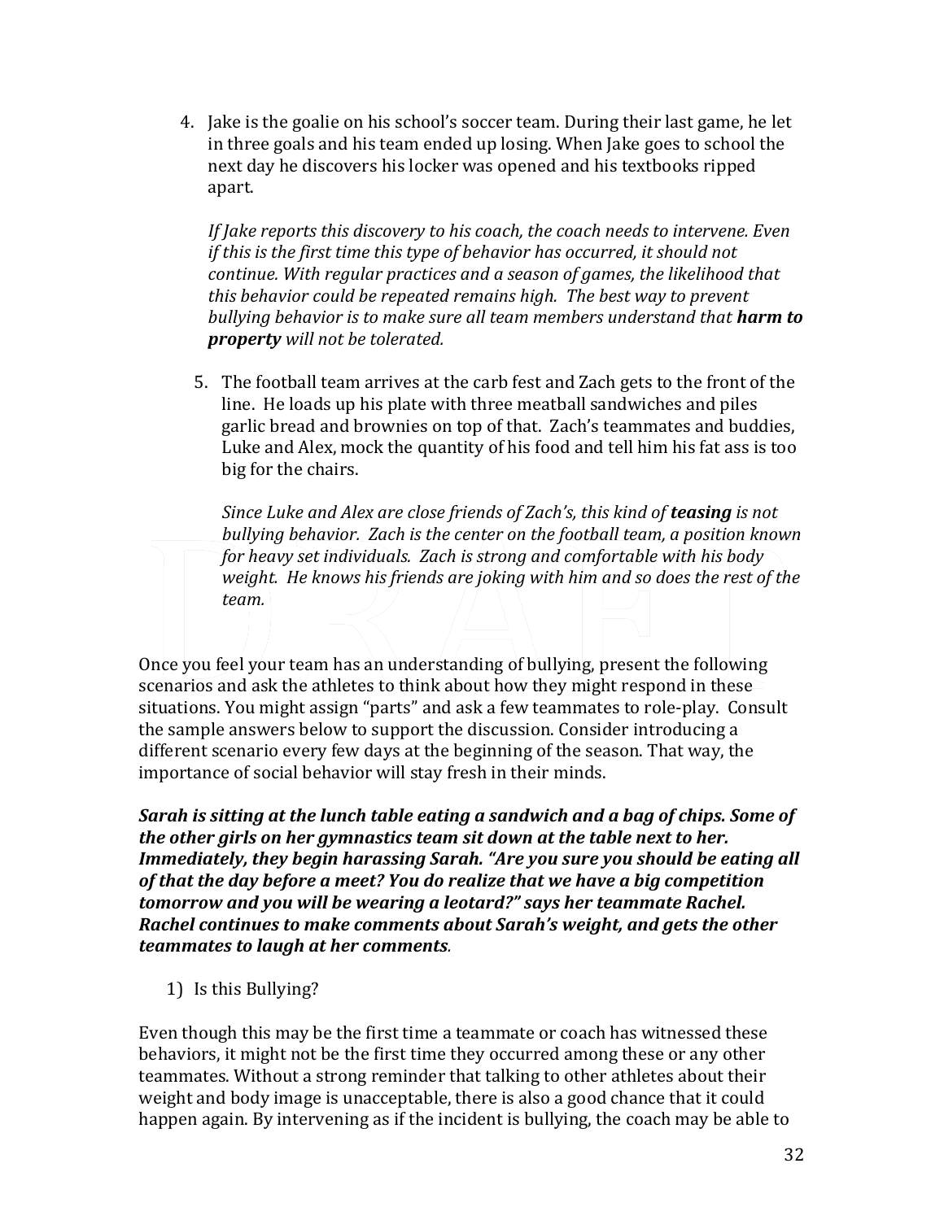4. Jake is the goalie on his school's soccer team. During their last game, he let in three goals and his team ended up losing. When Jake goes to school the next day he discovers his locker was opened and his textbooks ripped apart.

   *If Jake reports this discovery to his coach, the coach needs to intervene. Even if this is the first time this type of behavior has occurred, it should not continue. With regular practices and a season of games, the likelihood that this behavior could be repeated remains high. The best way to prevent bullying behavior is to make sure all team members understand that* ***harm to property*** *will not be tolerated.*

5. The football team arrives at the carb fest and Zach gets to the front of the line. He loads up his plate with three meatball sandwiches and piles garlic bread and brownies on top of that. Zach's teammates and buddies, Luke and Alex, mock the quantity of his food and tell him his fat ass is too big for the chairs.

   *Since Luke and Alex are close friends of Zach's, this kind of* ***teasing*** *is not bullying behavior. Zach is the center on the football team, a position known for heavy set individuals. Zach is strong and comfortable with his body weight. He knows his friends are joking with him and so does the rest of the team.*

Once you feel your team has an understanding of bullying, present the following scenarios and ask the athletes to think about how they might respond in these situations. You might assign "parts" and ask a few teammates to role-play. Consult the sample answers below to support the discussion. Consider introducing a different scenario every few days at the beginning of the season. That way, the importance of social behavior will stay fresh in their minds.

***Sarah is sitting at the lunch table eating a sandwich and a bag of chips. Some of the other girls on her gymnastics team sit down at the table next to her. Immediately, they begin harassing Sarah. "Are you sure you should be eating all of that the day before a meet? You do realize that we have a big competition tomorrow and you will be wearing a leotard?" says her teammate Rachel. Rachel continues to make comments about Sarah's weight, and gets the other teammates to laugh at her comments.***

1) Is this Bullying?

Even though this may be the first time a teammate or coach has witnessed these behaviors, it might not be the first time they occurred among these or any other teammates. Without a strong reminder that talking to other athletes about their weight and body image is unacceptable, there is also a good chance that it could happen again. By intervening as if the incident is bullying, the coach may be able to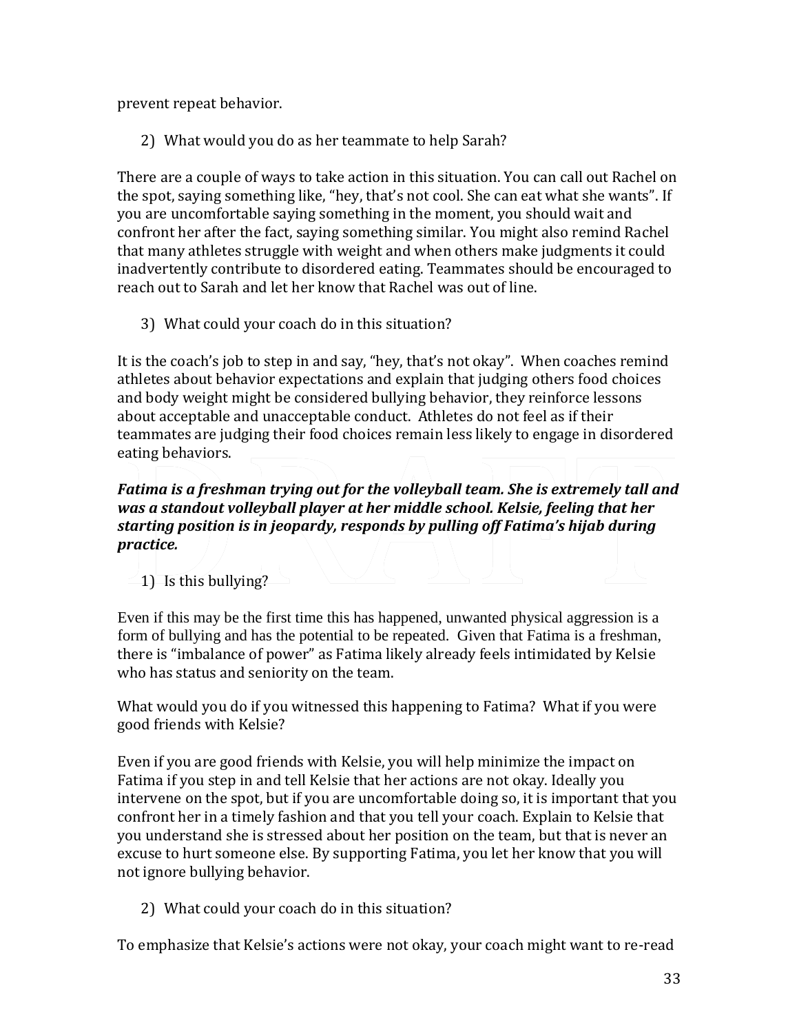prevent repeat behavior.

2) What would you do as her teammate to help Sarah?

There are a couple of ways to take action in this situation. You can call out Rachel on the spot, saying something like, "hey, that's not cool. She can eat what she wants". If you are uncomfortable saying something in the moment, you should wait and confront her after the fact, saying something similar. You might also remind Rachel that many athletes struggle with weight and when others make judgments it could inadvertently contribute to disordered eating. Teammates should be encouraged to reach out to Sarah and let her know that Rachel was out of line.

3) What could your coach do in this situation?

It is the coach's job to step in and say, "hey, that's not okay". When coaches remind athletes about behavior expectations and explain that judging others food choices and body weight might be considered bullying behavior, they reinforce lessons about acceptable and unacceptable conduct. Athletes do not feel as if their teammates are judging their food choices remain less likely to engage in disordered eating behaviors.

***Fatima is a freshman trying out for the volleyball team. She is extremely tall and was a standout volleyball player at her middle school. Kelsie, feeling that her starting position is in jeopardy, responds by pulling off Fatima's hijab during practice.***

1) Is this bullying?

Even if this may be the first time this has happened, unwanted physical aggression is a form of bullying and has the potential to be repeated. Given that Fatima is a freshman, there is "imbalance of power" as Fatima likely already feels intimidated by Kelsie who has status and seniority on the team.

What would you do if you witnessed this happening to Fatima? What if you were good friends with Kelsie?

Even if you are good friends with Kelsie, you will help minimize the impact on Fatima if you step in and tell Kelsie that her actions are not okay. Ideally you intervene on the spot, but if you are uncomfortable doing so, it is important that you confront her in a timely fashion and that you tell your coach. Explain to Kelsie that you understand she is stressed about her position on the team, but that is never an excuse to hurt someone else. By supporting Fatima, you let her know that you will not ignore bullying behavior.

2) What could your coach do in this situation?

To emphasize that Kelsie's actions were not okay, your coach might want to re-read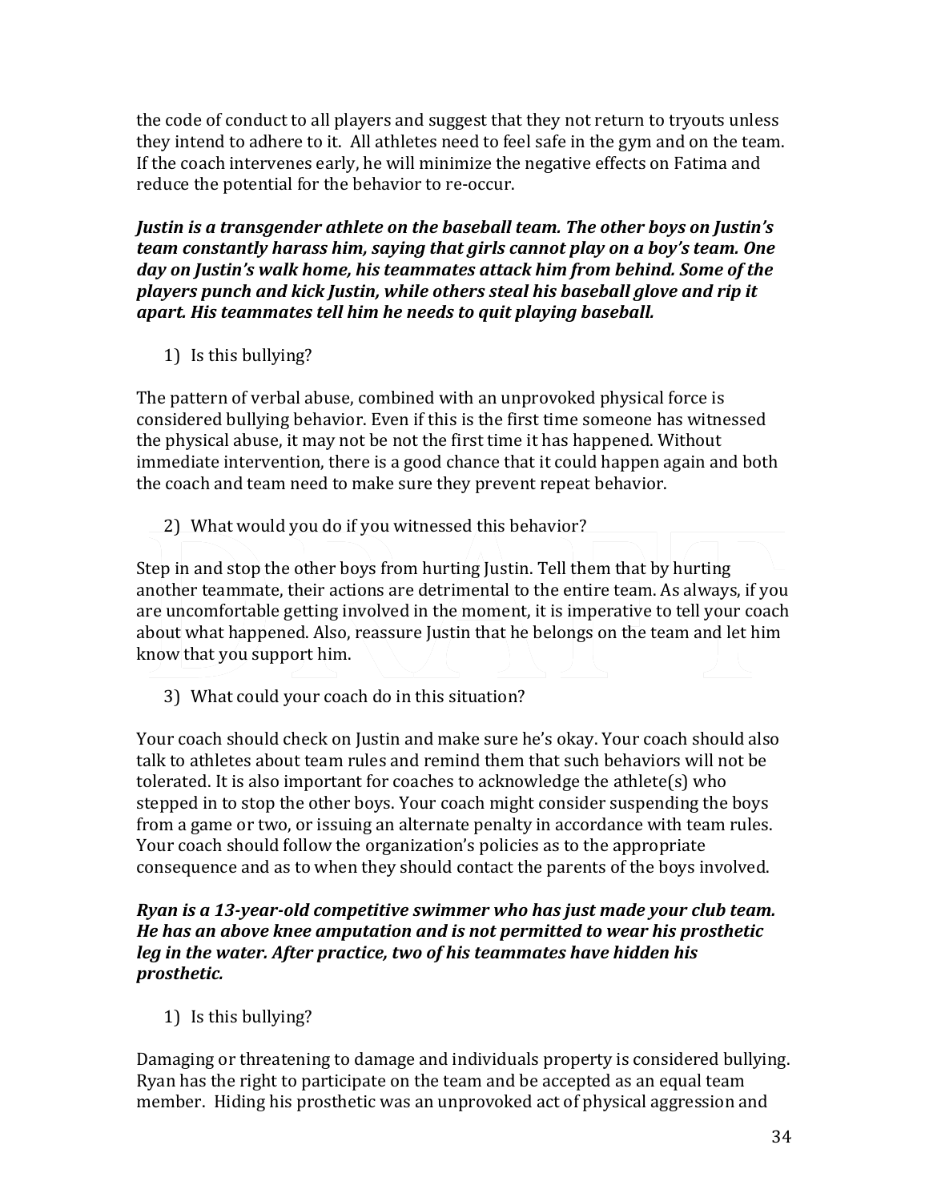the code of conduct to all players and suggest that they not return to tryouts unless they intend to adhere to it. All athletes need to feel safe in the gym and on the team. If the coach intervenes early, he will minimize the negative effects on Fatima and reduce the potential for the behavior to re-occur.

***Justin is a transgender athlete on the baseball team. The other boys on Justin's team constantly harass him, saying that girls cannot play on a boy's team. One day on Justin's walk home, his teammates attack him from behind. Some of the players punch and kick Justin, while others steal his baseball glove and rip it apart. His teammates tell him he needs to quit playing baseball.***

1) Is this bullying?

The pattern of verbal abuse, combined with an unprovoked physical force is considered bullying behavior. Even if this is the first time someone has witnessed the physical abuse, it may not be not the first time it has happened. Without immediate intervention, there is a good chance that it could happen again and both the coach and team need to make sure they prevent repeat behavior.

2) What would you do if you witnessed this behavior?

Step in and stop the other boys from hurting Justin. Tell them that by hurting another teammate, their actions are detrimental to the entire team. As always, if you are uncomfortable getting involved in the moment, it is imperative to tell your coach about what happened. Also, reassure Justin that he belongs on the team and let him know that you support him.

3) What could your coach do in this situation?

Your coach should check on Justin and make sure he's okay. Your coach should also talk to athletes about team rules and remind them that such behaviors will not be tolerated. It is also important for coaches to acknowledge the athlete(s) who stepped in to stop the other boys. Your coach might consider suspending the boys from a game or two, or issuing an alternate penalty in accordance with team rules. Your coach should follow the organization's policies as to the appropriate consequence and as to when they should contact the parents of the boys involved.

***Ryan is a 13-year-old competitive swimmer who has just made your club team. He has an above knee amputation and is not permitted to wear his prosthetic leg in the water. After practice, two of his teammates have hidden his prosthetic.***

1) Is this bullying?

Damaging or threatening to damage and individuals property is considered bullying. Ryan has the right to participate on the team and be accepted as an equal team member. Hiding his prosthetic was an unprovoked act of physical aggression and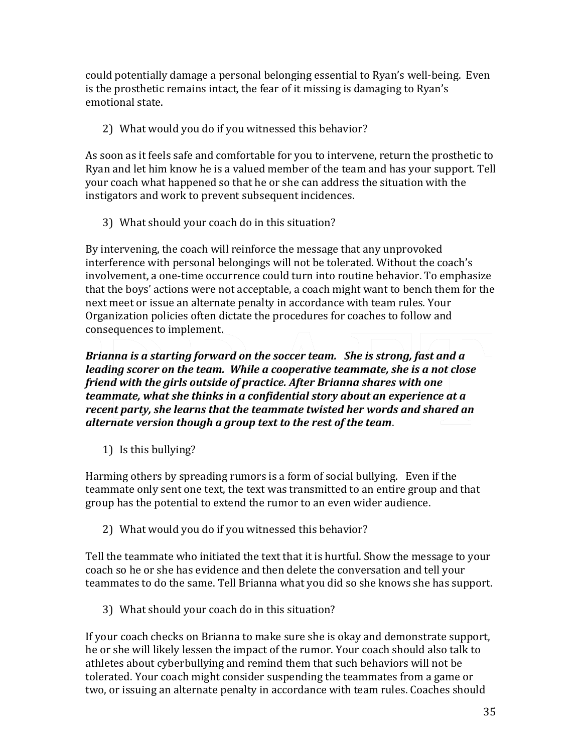could potentially damage a personal belonging essential to Ryan's well-being. Even is the prosthetic remains intact, the fear of it missing is damaging to Ryan's emotional state.

2) What would you do if you witnessed this behavior?

As soon as it feels safe and comfortable for you to intervene, return the prosthetic to Ryan and let him know he is a valued member of the team and has your support. Tell your coach what happened so that he or she can address the situation with the instigators and work to prevent subsequent incidences.

3) What should your coach do in this situation?

By intervening, the coach will reinforce the message that any unprovoked interference with personal belongings will not be tolerated. Without the coach's involvement, a one-time occurrence could turn into routine behavior. To emphasize that the boys' actions were not acceptable, a coach might want to bench them for the next meet or issue an alternate penalty in accordance with team rules. Your Organization policies often dictate the procedures for coaches to follow and consequences to implement.

***Brianna is a starting forward on the soccer team. She is strong, fast and a leading scorer on the team. While a cooperative teammate, she is a not close friend with the girls outside of practice. After Brianna shares with one teammate, what she thinks in a confidential story about an experience at a recent party, she learns that the teammate twisted her words and shared an alternate version though a group text to the rest of the team***.

1) Is this bullying?

Harming others by spreading rumors is a form of social bullying. Even if the teammate only sent one text, the text was transmitted to an entire group and that group has the potential to extend the rumor to an even wider audience.

2) What would you do if you witnessed this behavior?

Tell the teammate who initiated the text that it is hurtful. Show the message to your coach so he or she has evidence and then delete the conversation and tell your teammates to do the same. Tell Brianna what you did so she knows she has support.

3) What should your coach do in this situation?

If your coach checks on Brianna to make sure she is okay and demonstrate support, he or she will likely lessen the impact of the rumor. Your coach should also talk to athletes about cyberbullying and remind them that such behaviors will not be tolerated. Your coach might consider suspending the teammates from a game or two, or issuing an alternate penalty in accordance with team rules. Coaches should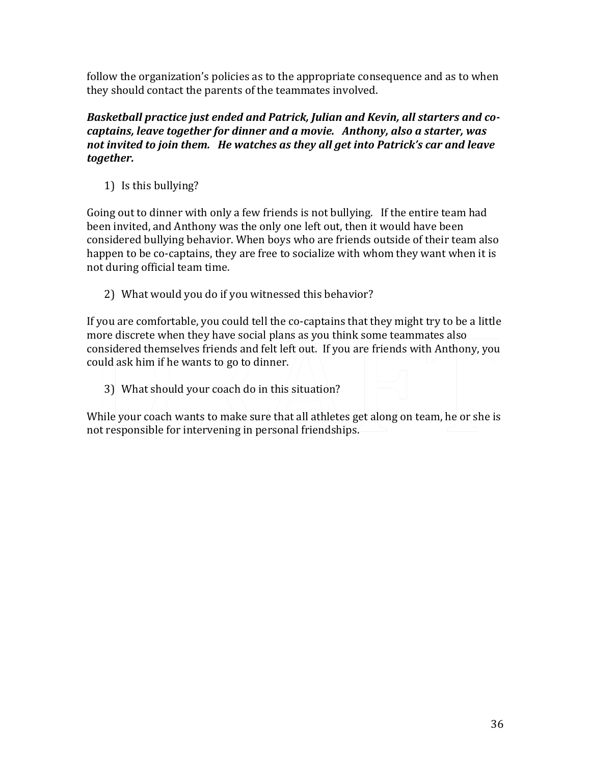follow the organization's policies as to the appropriate consequence and as to when they should contact the parents of the teammates involved.

***Basketball practice just ended and Patrick, Julian and Kevin, all starters and co-captains, leave together for dinner and a movie. Anthony, also a starter, was not invited to join them. He watches as they all get into Patrick's car and leave together.***

1) Is this bullying?

Going out to dinner with only a few friends is not bullying. If the entire team had been invited, and Anthony was the only one left out, then it would have been considered bullying behavior. When boys who are friends outside of their team also happen to be co-captains, they are free to socialize with whom they want when it is not during official team time.

2) What would you do if you witnessed this behavior?

If you are comfortable, you could tell the co-captains that they might try to be a little more discrete when they have social plans as you think some teammates also considered themselves friends and felt left out. If you are friends with Anthony, you could ask him if he wants to go to dinner.

3) What should your coach do in this situation?

While your coach wants to make sure that all athletes get along on team, he or she is not responsible for intervening in personal friendships.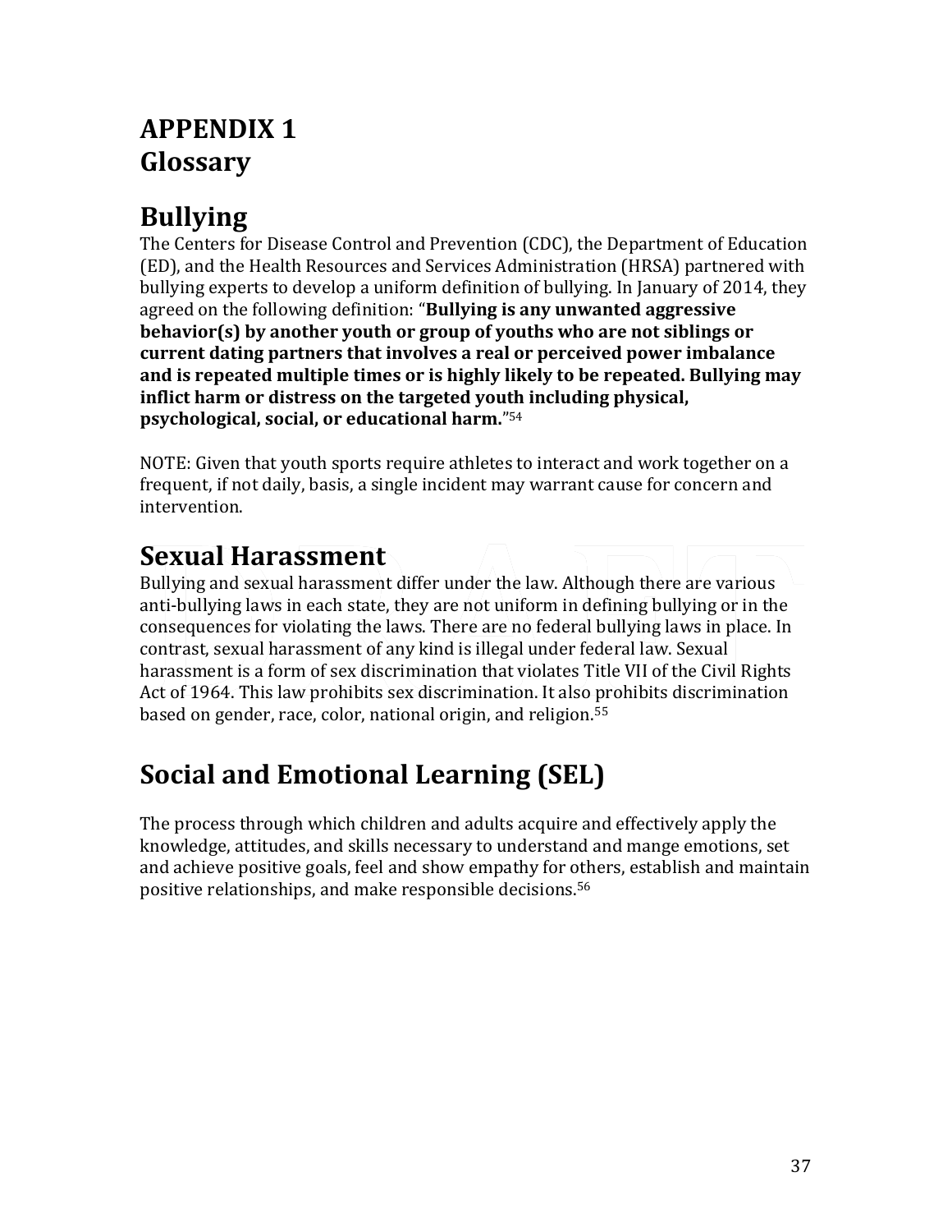# APPENDIX 1
# Glossary

## Bullying

The Centers for Disease Control and Prevention (CDC), the Department of Education (ED), and the Health Resources and Services Administration (HRSA) partnered with bullying experts to develop a uniform definition of bullying. In January of 2014, they agreed on the following definition: "**Bullying is any unwanted aggressive behavior(s) by another youth or group of youths who are not siblings or current dating partners that involves a real or perceived power imbalance and is repeated multiple times or is highly likely to be repeated. Bullying may inflict harm or distress on the targeted youth including physical, psychological, social, or educational harm.**"[54]

NOTE: Given that youth sports require athletes to interact and work together on a frequent, if not daily, basis, a single incident may warrant cause for concern and intervention.

## Sexual Harassment

Bullying and sexual harassment differ under the law. Although there are various anti-bullying laws in each state, they are not uniform in defining bullying or in the consequences for violating the laws. There are no federal bullying laws in place. In contrast, sexual harassment of any kind is illegal under federal law. Sexual harassment is a form of sex discrimination that violates Title VII of the Civil Rights Act of 1964. This law prohibits sex discrimination. It also prohibits discrimination based on gender, race, color, national origin, and religion.[55]

## Social and Emotional Learning (SEL)

The process through which children and adults acquire and effectively apply the knowledge, attitudes, and skills necessary to understand and mange emotions, set and achieve positive goals, feel and show empathy for others, establish and maintain positive relationships, and make responsible decisions.[56]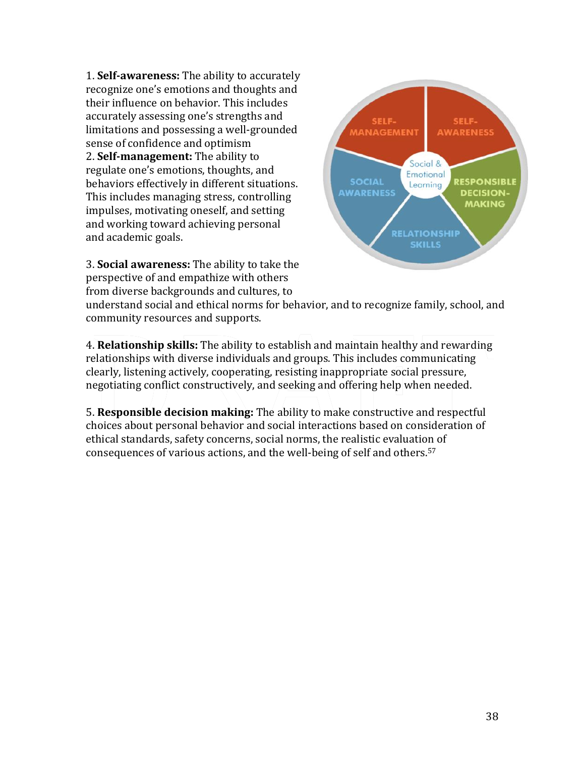1. **Self-awareness:** The ability to accurately recognize one's emotions and thoughts and their influence on behavior. This includes accurately assessing one's strengths and limitations and possessing a well-grounded sense of confidence and optimism

2. **Self-management:** The ability to regulate one's emotions, thoughts, and behaviors effectively in different situations. This includes managing stress, controlling impulses, motivating oneself, and setting and working toward achieving personal and academic goals.

3. **Social awareness:** The ability to take the perspective of and empathize with others from diverse backgrounds and cultures, to understand social and ethical norms for behavior, and to recognize family, school, and community resources and supports.

4. **Relationship skills:** The ability to establish and maintain healthy and rewarding relationships with diverse individuals and groups. This includes communicating clearly, listening actively, cooperating, resisting inappropriate social pressure, negotiating conflict constructively, and seeking and offering help when needed.

5. **Responsible decision making:** The ability to make constructive and respectful choices about personal behavior and social interactions based on consideration of ethical standards, safety concerns, social norms, the realistic evaluation of consequences of various actions, and the well-being of self and others.[57]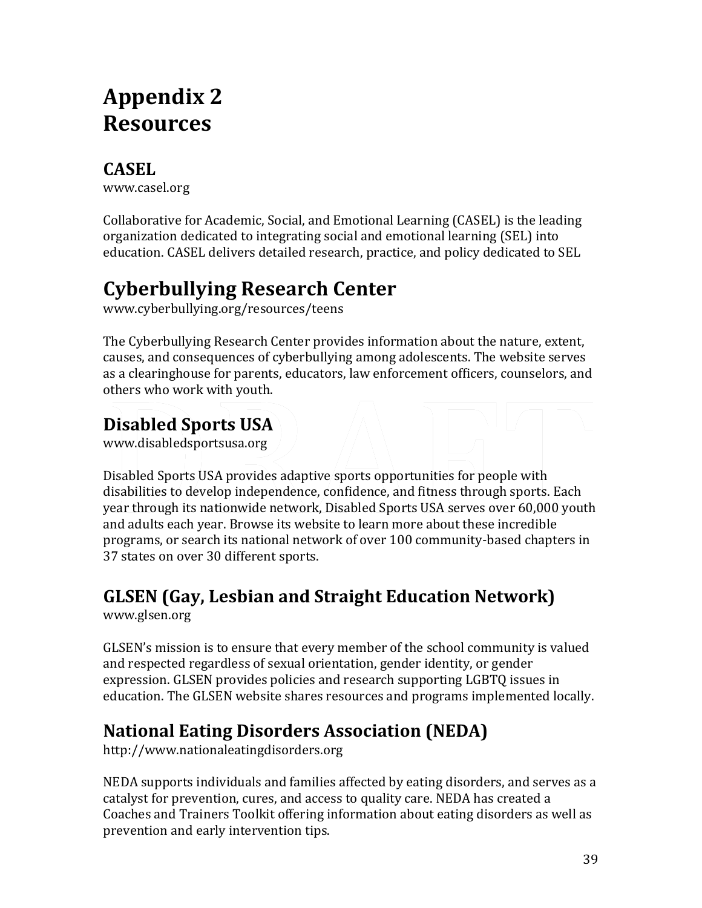# Appendix 2
# Resources

## CASEL

www.casel.org

Collaborative for Academic, Social, and Emotional Learning (CASEL) is the leading organization dedicated to integrating social and emotional learning (SEL) into education. CASEL delivers detailed research, practice, and policy dedicated to SEL

## Cyberbullying Research Center

www.cyberbullying.org/resources/teens

The Cyberbullying Research Center provides information about the nature, extent, causes, and consequences of cyberbullying among adolescents. The website serves as a clearinghouse for parents, educators, law enforcement officers, counselors, and others who work with youth.

## Disabled Sports USA

www.disabledsportsusa.org

Disabled Sports USA provides adaptive sports opportunities for people with disabilities to develop independence, confidence, and fitness through sports. Each year through its nationwide network, Disabled Sports USA serves over 60,000 youth and adults each year. Browse its website to learn more about these incredible programs, or search its national network of over 100 community-based chapters in 37 states on over 30 different sports.

## GLSEN (Gay, Lesbian and Straight Education Network)

www.glsen.org

GLSEN's mission is to ensure that every member of the school community is valued and respected regardless of sexual orientation, gender identity, or gender expression. GLSEN provides policies and research supporting LGBTQ issues in education. The GLSEN website shares resources and programs implemented locally.

## National Eating Disorders Association (NEDA)

http://www.nationaleatingdisorders.org

NEDA supports individuals and families affected by eating disorders, and serves as a catalyst for prevention, cures, and access to quality care. NEDA has created a Coaches and Trainers Toolkit offering information about eating disorders as well as prevention and early intervention tips.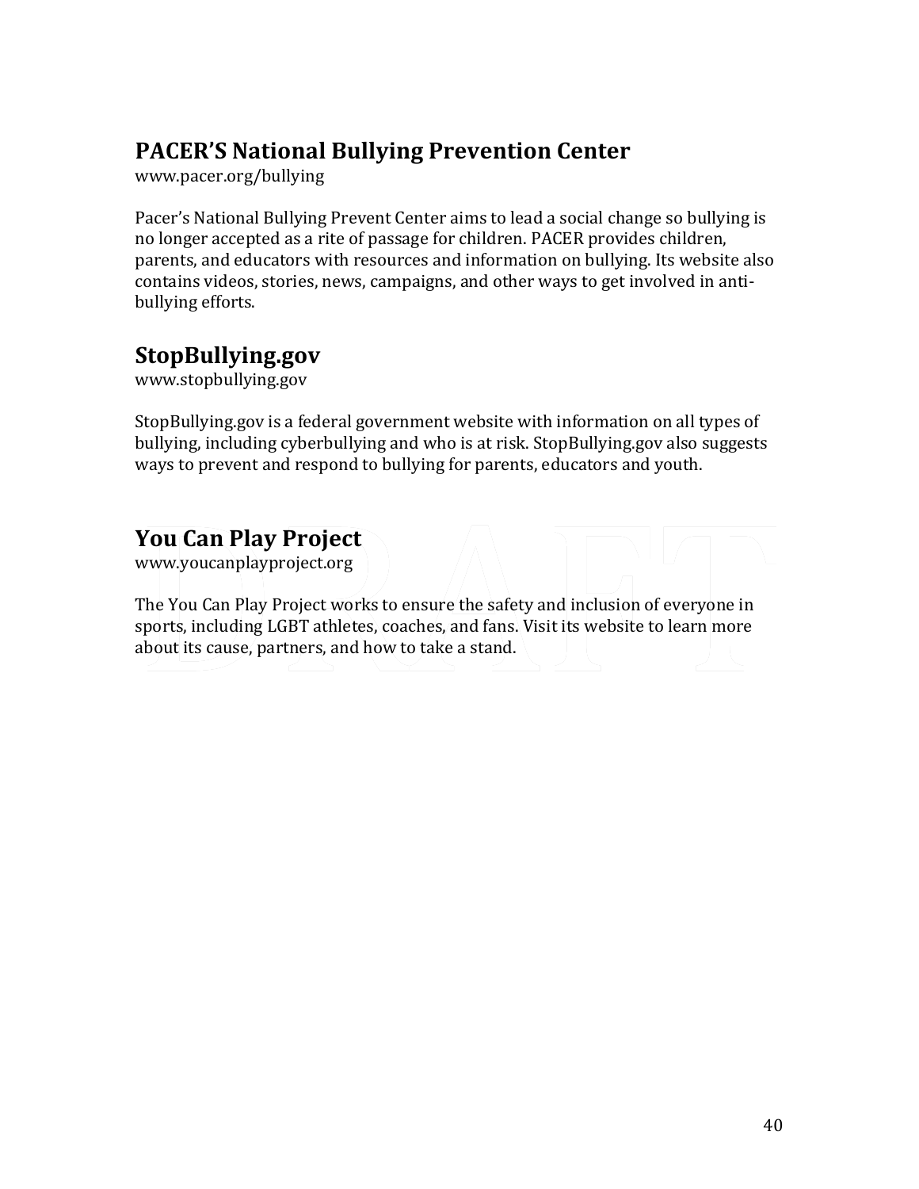## PACER'S National Bullying Prevention Center

www.pacer.org/bullying

Pacer's National Bullying Prevent Center aims to lead a social change so bullying is no longer accepted as a rite of passage for children. PACER provides children, parents, and educators with resources and information on bullying. Its website also contains videos, stories, news, campaigns, and other ways to get involved in anti-bullying efforts.

## StopBullying.gov

www.stopbullying.gov

StopBullying.gov is a federal government website with information on all types of bullying, including cyberbullying and who is at risk. StopBullying.gov also suggests ways to prevent and respond to bullying for parents, educators and youth.

## You Can Play Project

www.youcanplayproject.org

The You Can Play Project works to ensure the safety and inclusion of everyone in sports, including LGBT athletes, coaches, and fans. Visit its website to learn more about its cause, partners, and how to take a stand.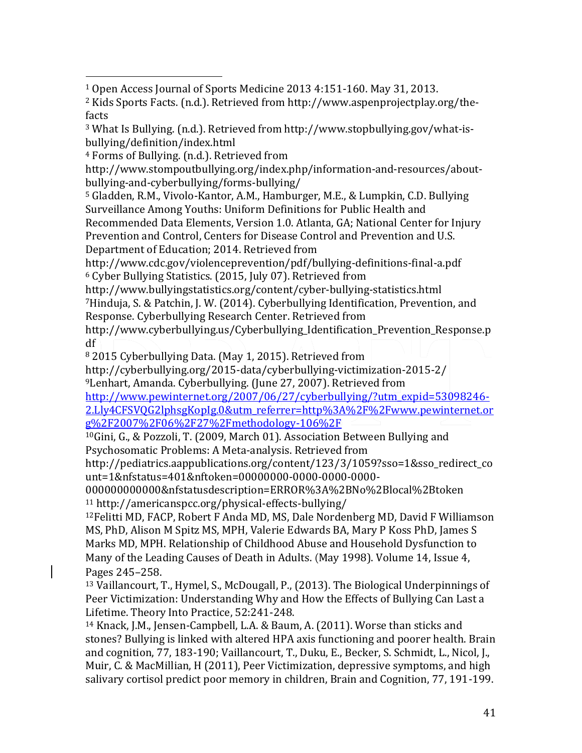[1] Open Access Journal of Sports Medicine 2013 4:151-160. May 31, 2013.

[2] Kids Sports Facts. (n.d.). Retrieved from http://www.aspenprojectplay.org/the-facts

[3] What Is Bullying. (n.d.). Retrieved from http://www.stopbullying.gov/what-is-bullying/definition/index.html

[4] Forms of Bullying. (n.d.). Retrieved from http://www.stompoutbullying.org/index.php/information-and-resources/about-bullying-and-cyberbullying/forms-bullying/

[5] Gladden, R.M., Vivolo-Kantor, A.M., Hamburger, M.E., & Lumpkin, C.D. Bullying Surveillance Among Youths: Uniform Definitions for Public Health and Recommended Data Elements, Version 1.0. Atlanta, GA; National Center for Injury Prevention and Control, Centers for Disease Control and Prevention and U.S. Department of Education; 2014. Retrieved from http://www.cdc.gov/violenceprevention/pdf/bullying-definitions-final-a.pdf

[6] Cyber Bullying Statistics. (2015, July 07). Retrieved from http://www.bullyingstatistics.org/content/cyber-bullying-statistics.html

[7] Hinduja, S. & Patchin, J. W. (2014). Cyberbullying Identification, Prevention, and Response. Cyberbullying Research Center. Retrieved from http://www.cyberbullying.us/Cyberbullying_Identification_Prevention_Response.pdf

[8] 2015 Cyberbullying Data. (May 1, 2015). Retrieved from http://cyberbullying.org/2015-data/cyberbullying-victimization-2015-2/

[9] Lenhart, Amanda. Cyberbullying. (June 27, 2007). Retrieved from http://www.pewinternet.org/2007/06/27/cyberbullying/?utm_expid=53098246-2.Lly4CFSVQG2lphsgKopIg.0&utm_referrer=http%3A%2F%2Fwww.pewinternet.org%2F2007%2F06%2F27%2Fmethodology-106%2F

[10] Gini, G., & Pozzoli, T. (2009, March 01). Association Between Bullying and Psychosomatic Problems: A Meta-analysis. Retrieved from http://pediatrics.aappublications.org/content/123/3/1059?sso=1&sso_redirect_count=1&nfstatus=401&nftoken=00000000-0000-0000-0000-000000000000&nfstatusdescription=ERROR%3A%2BNo%2Blocal%2Btoken

[11] http://americanspcc.org/physical-effects-bullying/

[12] Felitti MD, FACP, Robert F Anda MD, MS, Dale Nordenberg MD, David F Williamson MS, PhD, Alison M Spitz MS, MPH, Valerie Edwards BA, Mary P Koss PhD, James S Marks MD, MPH. Relationship of Childhood Abuse and Household Dysfunction to Many of the Leading Causes of Death in Adults. (May 1998). Volume 14, Issue 4, Pages 245–258.

[13] Vaillancourt, T., Hymel, S., McDougall, P., (2013). The Biological Underpinnings of Peer Victimization: Understanding Why and How the Effects of Bullying Can Last a Lifetime. Theory Into Practice, 52:241-248.

[14] Knack, J.M., Jensen-Campbell, L.A. & Baum, A. (2011). Worse than sticks and stones? Bullying is linked with altered HPA axis functioning and poorer health. Brain and cognition, 77, 183-190; Vaillancourt, T., Duku, E., Becker, S. Schmidt, L., Nicol, J., Muir, C. & MacMillian, H (2011), Peer Victimization, depressive symptoms, and high salivary cortisol predict poor memory in children, Brain and Cognition, 77, 191-199.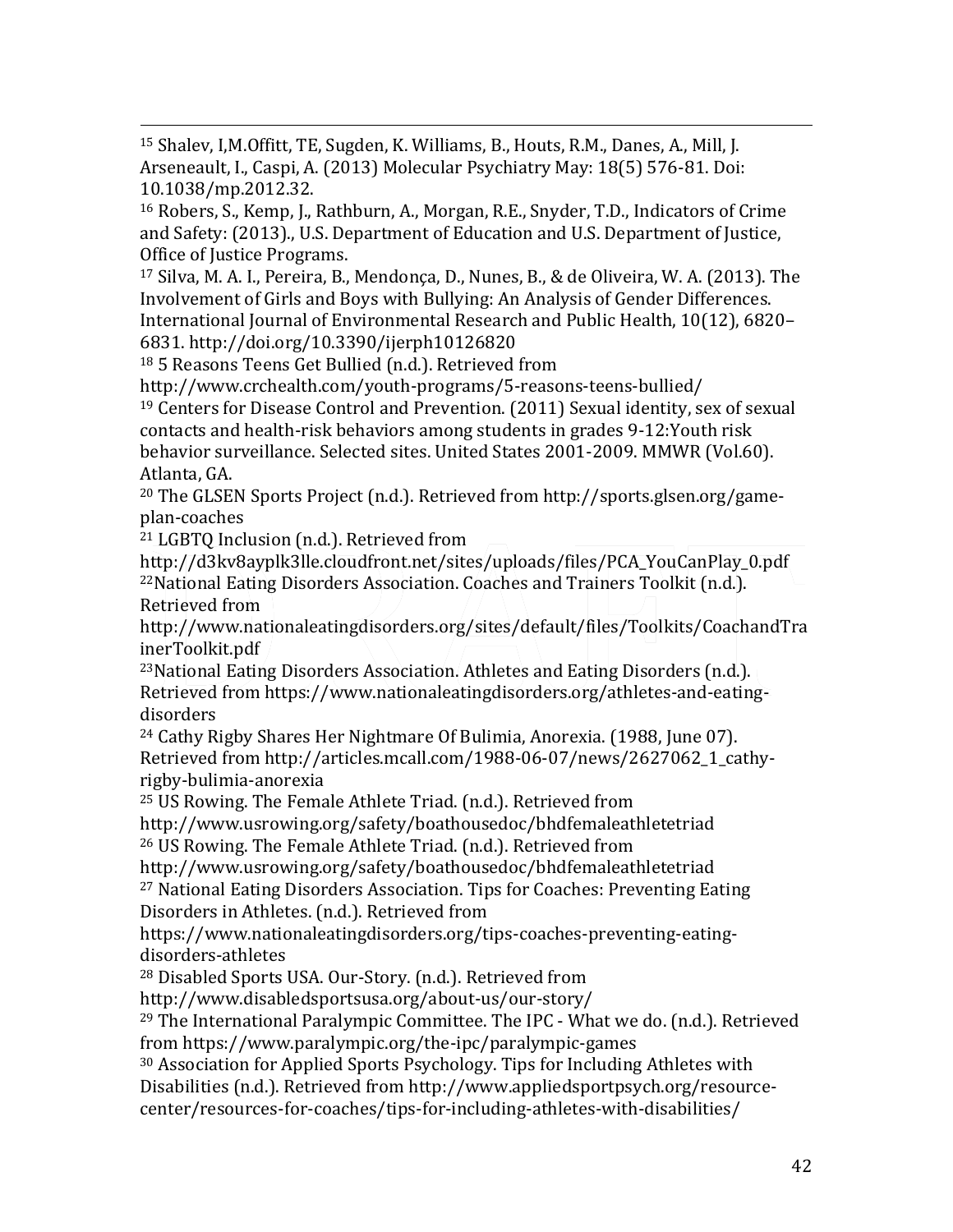[15] Shalev, I,M.Offitt, TE, Sugden, K. Williams, B., Houts, R.M., Danes, A., Mill, J. Arseneault, I., Caspi, A. (2013) Molecular Psychiatry May: 18(5) 576-81. Doi: 10.1038/mp.2012.32.

[16] Robers, S., Kemp, J., Rathburn, A., Morgan, R.E., Snyder, T.D., Indicators of Crime and Safety: (2013)., U.S. Department of Education and U.S. Department of Justice, Office of Justice Programs.

[17] Silva, M. A. I., Pereira, B., Mendonça, D., Nunes, B., & de Oliveira, W. A. (2013). The Involvement of Girls and Boys with Bullying: An Analysis of Gender Differences. International Journal of Environmental Research and Public Health, 10(12), 6820–6831. http://doi.org/10.3390/ijerph10126820

[18] 5 Reasons Teens Get Bullied (n.d.). Retrieved from http://www.crchealth.com/youth-programs/5-reasons-teens-bullied/

[19] Centers for Disease Control and Prevention. (2011) Sexual identity, sex of sexual contacts and health-risk behaviors among students in grades 9-12:Youth risk behavior surveillance. Selected sites. United States 2001-2009. MMWR (Vol.60). Atlanta, GA.

[20] The GLSEN Sports Project (n.d.). Retrieved from http://sports.glsen.org/game-plan-coaches

[21] LGBTQ Inclusion (n.d.). Retrieved from http://d3kv8ayplk3lle.cloudfront.net/sites/uploads/files/PCA_YouCanPlay_0.pdf

[22]National Eating Disorders Association. Coaches and Trainers Toolkit (n.d.). Retrieved from http://www.nationaleatingdisorders.org/sites/default/files/Toolkits/CoachandTrainerToolkit.pdf

[23]National Eating Disorders Association. Athletes and Eating Disorders (n.d.). Retrieved from https://www.nationaleatingdisorders.org/athletes-and-eating-disorders

[24] Cathy Rigby Shares Her Nightmare Of Bulimia, Anorexia. (1988, June 07). Retrieved from http://articles.mcall.com/1988-06-07/news/2627062_1_cathy-rigby-bulimia-anorexia

[25] US Rowing. The Female Athlete Triad. (n.d.). Retrieved from http://www.usrowing.org/safety/boathousedoc/bhdfemaleathletetriad

[26] US Rowing. The Female Athlete Triad. (n.d.). Retrieved from http://www.usrowing.org/safety/boathousedoc/bhdfemaleathletetriad

[27] National Eating Disorders Association. Tips for Coaches: Preventing Eating Disorders in Athletes. (n.d.). Retrieved from https://www.nationaleatingdisorders.org/tips-coaches-preventing-eating-disorders-athletes

[28] Disabled Sports USA. Our-Story. (n.d.). Retrieved from http://www.disabledsportsusa.org/about-us/our-story/

[29] The International Paralympic Committee. The IPC - What we do. (n.d.). Retrieved from https://www.paralympic.org/the-ipc/paralympic-games

[30] Association for Applied Sports Psychology. Tips for Including Athletes with Disabilities (n.d.). Retrieved from http://www.appliedsportpsych.org/resource-center/resources-for-coaches/tips-for-including-athletes-with-disabilities/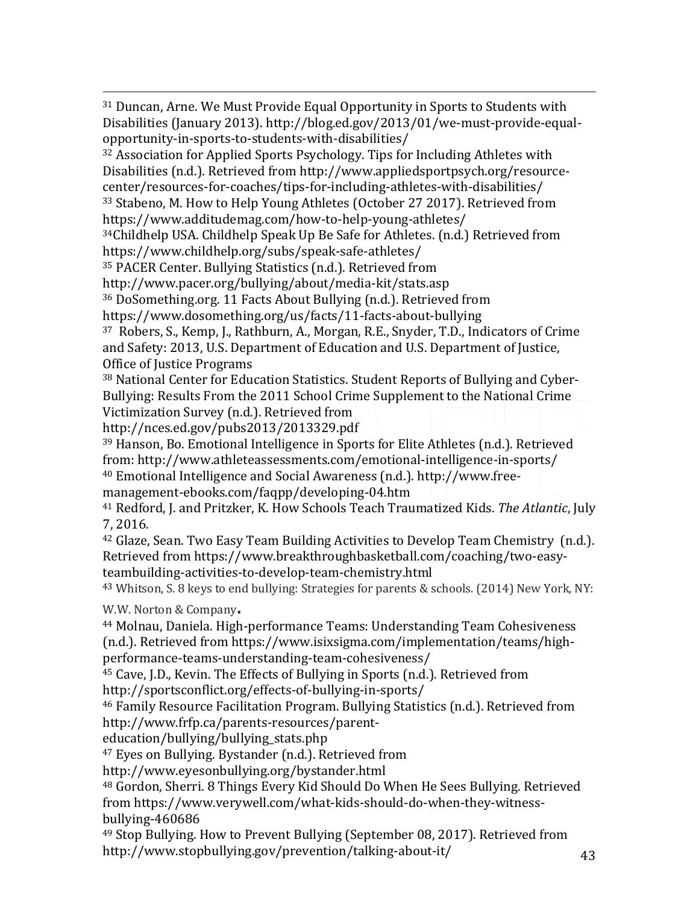[31] Duncan, Arne. We Must Provide Equal Opportunity in Sports to Students with Disabilities (January 2013). http://blog.ed.gov/2013/01/we-must-provide-equal-opportunity-in-sports-to-students-with-disabilities/

[32] Association for Applied Sports Psychology. Tips for Including Athletes with Disabilities (n.d.). Retrieved from http://www.appliedsportpsych.org/resource-center/resources-for-coaches/tips-for-including-athletes-with-disabilities/

[33] Stabeno, M. How to Help Young Athletes (October 27 2017). Retrieved from https://www.additudemag.com/how-to-help-young-athletes/

[34] Childhelp USA. Childhelp Speak Up Be Safe for Athletes. (n.d.) Retrieved from https://www.childhelp.org/subs/speak-safe-athletes/

[35] PACER Center. Bullying Statistics (n.d.). Retrieved from http://www.pacer.org/bullying/about/media-kit/stats.asp

[36] DoSomething.org. 11 Facts About Bullying (n.d.). Retrieved from https://www.dosomething.org/us/facts/11-facts-about-bullying

[37] Robers, S., Kemp, J., Rathburn, A., Morgan, R.E., Snyder, T.D., Indicators of Crime and Safety: 2013, U.S. Department of Education and U.S. Department of Justice, Office of Justice Programs

[38] National Center for Education Statistics. Student Reports of Bullying and Cyber-Bullying: Results From the 2011 School Crime Supplement to the National Crime Victimization Survey (n.d.). Retrieved from http://nces.ed.gov/pubs2013/2013329.pdf

[39] Hanson, Bo. Emotional Intelligence in Sports for Elite Athletes (n.d.). Retrieved from: http://www.athleteassessments.com/emotional-intelligence-in-sports/

[40] Emotional Intelligence and Social Awareness (n.d.). http://www.free-management-ebooks.com/faqpp/developing-04.htm

[41] Redford, J. and Pritzker, K. How Schools Teach Traumatized Kids. *The Atlantic*, July 7, 2016.

[42] Glaze, Sean. Two Easy Team Building Activities to Develop Team Chemistry (n.d.). Retrieved from https://www.breakthroughbasketball.com/coaching/two-easy-teambuilding-activities-to-develop-team-chemistry.html

[43] Whitson, S. 8 keys to end bullying: Strategies for parents & schools. (2014) New York, NY: W.W. Norton & Company.

[44] Molnau, Daniela. High-performance Teams: Understanding Team Cohesiveness (n.d.). Retrieved from https://www.isixsigma.com/implementation/teams/high-performance-teams-understanding-team-cohesiveness/

[45] Cave, J.D., Kevin. The Effects of Bullying in Sports (n.d.). Retrieved from http://sportsconflict.org/effects-of-bullying-in-sports/

[46] Family Resource Facilitation Program. Bullying Statistics (n.d.). Retrieved from http://www.frfp.ca/parents-resources/parent-education/bullying/bullying_stats.php

[47] Eyes on Bullying. Bystander (n.d.). Retrieved from http://www.eyesonbullying.org/bystander.html

[48] Gordon, Sherri. 8 Things Every Kid Should Do When He Sees Bullying. Retrieved from https://www.verywell.com/what-kids-should-do-when-they-witness-bullying-460686

[49] Stop Bullying. How to Prevent Bullying (September 08, 2017). Retrieved from http://www.stopbullying.gov/prevention/talking-about-it/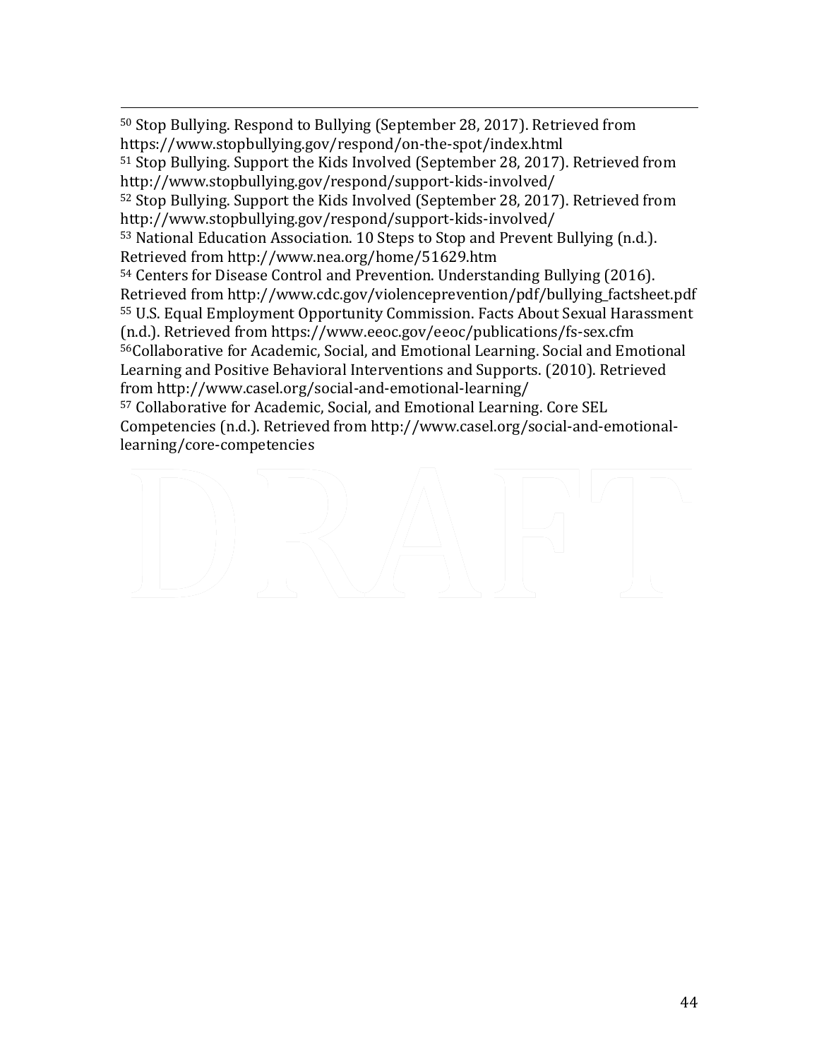[50] Stop Bullying. Respond to Bullying (September 28, 2017). Retrieved from https://www.stopbullying.gov/respond/on-the-spot/index.html

[51] Stop Bullying. Support the Kids Involved (September 28, 2017). Retrieved from http://www.stopbullying.gov/respond/support-kids-involved/

[52] Stop Bullying. Support the Kids Involved (September 28, 2017). Retrieved from http://www.stopbullying.gov/respond/support-kids-involved/

[53] National Education Association. 10 Steps to Stop and Prevent Bullying (n.d.). Retrieved from http://www.nea.org/home/51629.htm

[54] Centers for Disease Control and Prevention. Understanding Bullying (2016). Retrieved from http://www.cdc.gov/violenceprevention/pdf/bullying_factsheet.pdf

[55] U.S. Equal Employment Opportunity Commission. Facts About Sexual Harassment (n.d.). Retrieved from https://www.eeoc.gov/eeoc/publications/fs-sex.cfm

[56] Collaborative for Academic, Social, and Emotional Learning. Social and Emotional Learning and Positive Behavioral Interventions and Supports. (2010). Retrieved from http://www.casel.org/social-and-emotional-learning/

[57] Collaborative for Academic, Social, and Emotional Learning. Core SEL Competencies (n.d.). Retrieved from http://www.casel.org/social-and-emotional-learning/core-competencies